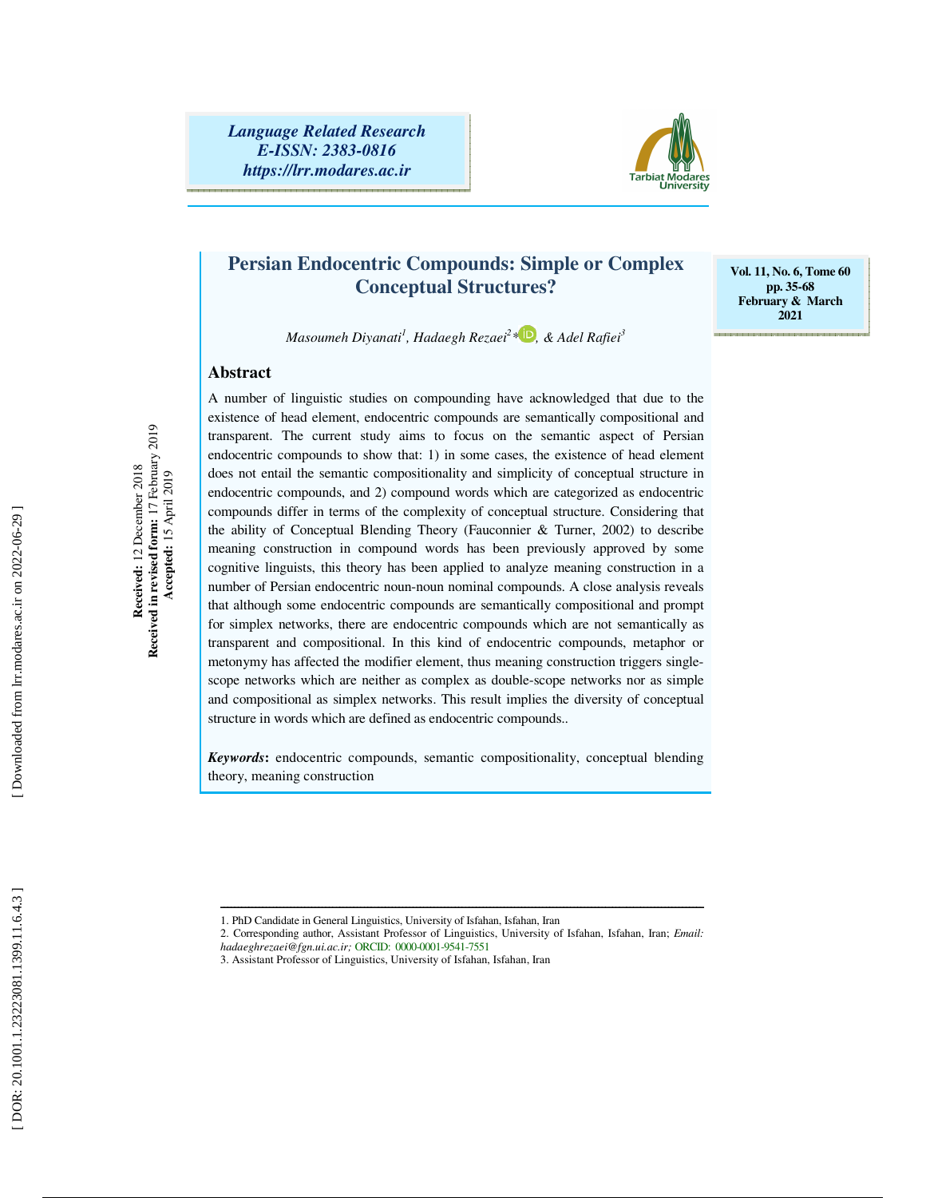# Persian Endocentric Compounds: Simple or Complex Conceptual Structures?

*Masoumeh Diyanati[1], Hadaegh Rezaei[2]\*, & Adel Rafiei[3]*

Received: 12 December 2018
Received in revised form: 17 February 2019
Accepted: 15 April 2019

## Abstract

A number of linguistic studies on compounding have acknowledged that due to the existence of head element, endocentric compounds are semantically compositional and transparent. The current study aims to focus on the semantic aspect of Persian endocentric compounds to show that: 1) in some cases, the existence of head element does not entail the semantic compositionality and simplicity of conceptual structure in endocentric compounds, and 2) compound words which are categorized as endocentric compounds differ in terms of the complexity of conceptual structure. Considering that the ability of Conceptual Blending Theory (Fauconnier & Turner, 2002) to describe meaning construction in compound words has been previously approved by some cognitive linguists, this theory has been applied to analyze meaning construction in a number of Persian endocentric noun-noun nominal compounds. A close analysis reveals that although some endocentric compounds are semantically compositional and prompt for simplex networks, there are endocentric compounds which are not semantically as transparent and compositional. In this kind of endocentric compounds, metaphor or metonymy has affected the modifier element, thus meaning construction triggers single-scope networks which are neither as complex as double-scope networks nor as simple and compositional as simplex networks. This result implies the diversity of conceptual structure in words which are defined as endocentric compounds..

***Keywords*:** endocentric compounds, semantic compositionality, conceptual blending theory, meaning construction

---

1. PhD Candidate in General Linguistics, University of Isfahan, Isfahan, Iran
2. Corresponding author, Assistant Professor of Linguistics, University of Isfahan, Isfahan, Iran; *Email: hadaeghrezaei@fgn.ui.ac.ir;* ORCID: 0000-0001-9541-7551
3. Assistant Professor of Linguistics, University of Isfahan, Isfahan, Iran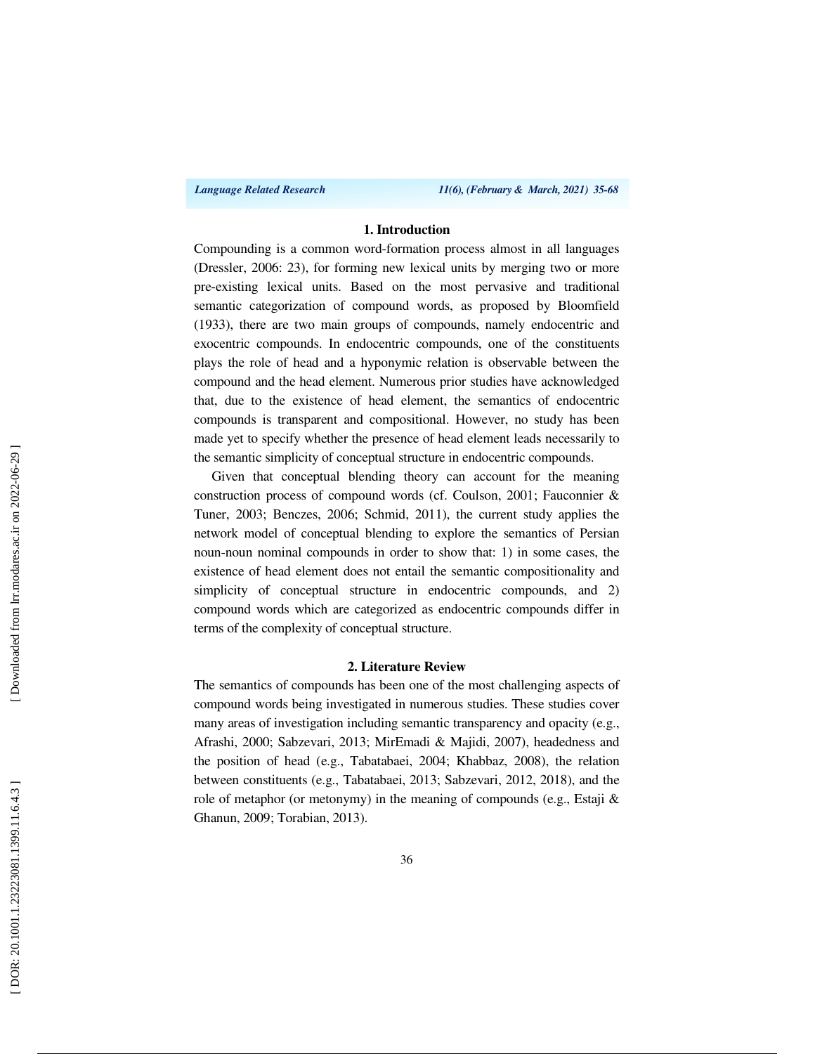## 1. Introduction

Compounding is a common word-formation process almost in all languages (Dressler, 2006: 23), for forming new lexical units by merging two or more pre-existing lexical units. Based on the most pervasive and traditional semantic categorization of compound words, as proposed by Bloomfield (1933), there are two main groups of compounds, namely endocentric and exocentric compounds. In endocentric compounds, one of the constituents plays the role of head and a hyponymic relation is observable between the compound and the head element. Numerous prior studies have acknowledged that, due to the existence of head element, the semantics of endocentric compounds is transparent and compositional. However, no study has been made yet to specify whether the presence of head element leads necessarily to the semantic simplicity of conceptual structure in endocentric compounds.

Given that conceptual blending theory can account for the meaning construction process of compound words (cf. Coulson, 2001; Fauconnier & Tuner, 2003; Benczes, 2006; Schmid, 2011), the current study applies the network model of conceptual blending to explore the semantics of Persian noun-noun nominal compounds in order to show that: 1) in some cases, the existence of head element does not entail the semantic compositionality and simplicity of conceptual structure in endocentric compounds, and 2) compound words which are categorized as endocentric compounds differ in terms of the complexity of conceptual structure.

## 2. Literature Review

The semantics of compounds has been one of the most challenging aspects of compound words being investigated in numerous studies. These studies cover many areas of investigation including semantic transparency and opacity (e.g., Afrashi, 2000; Sabzevari, 2013; MirEmadi & Majidi, 2007), headedness and the position of head (e.g., Tabatabaei, 2004; Khabbaz, 2008), the relation between constituents (e.g., Tabatabaei, 2013; Sabzevari, 2012, 2018), and the role of metaphor (or metonymy) in the meaning of compounds (e.g., Estaji & Ghanun, 2009; Torabian, 2013).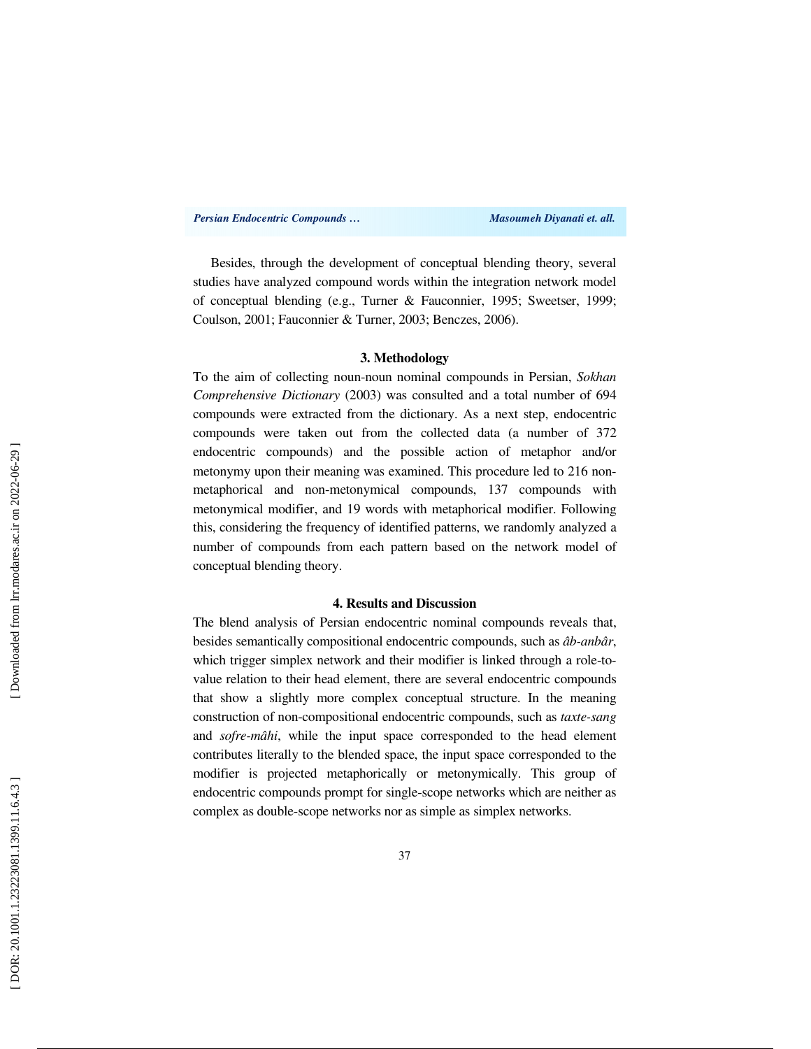Besides, through the development of conceptual blending theory, several studies have analyzed compound words within the integration network model of conceptual blending (e.g., Turner & Fauconnier, 1995; Sweetser, 1999; Coulson, 2001; Fauconnier & Turner, 2003; Benczes, 2006).

## 3. Methodology

To the aim of collecting noun-noun nominal compounds in Persian, *Sokhan Comprehensive Dictionary* (2003) was consulted and a total number of 694 compounds were extracted from the dictionary. As a next step, endocentric compounds were taken out from the collected data (a number of 372 endocentric compounds) and the possible action of metaphor and/or metonymy upon their meaning was examined. This procedure led to 216 non-metaphorical and non-metonymical compounds, 137 compounds with metonymical modifier, and 19 words with metaphorical modifier. Following this, considering the frequency of identified patterns, we randomly analyzed a number of compounds from each pattern based on the network model of conceptual blending theory.

## 4. Results and Discussion

The blend analysis of Persian endocentric nominal compounds reveals that, besides semantically compositional endocentric compounds, such as *âb-anbâr*, which trigger simplex network and their modifier is linked through a role-to-value relation to their head element, there are several endocentric compounds that show a slightly more complex conceptual structure. In the meaning construction of non-compositional endocentric compounds, such as *taxte-sang* and *sofre-mâhi*, while the input space corresponded to the head element contributes literally to the blended space, the input space corresponded to the modifier is projected metaphorically or metonymically. This group of endocentric compounds prompt for single-scope networks which are neither as complex as double-scope networks nor as simple as simplex networks.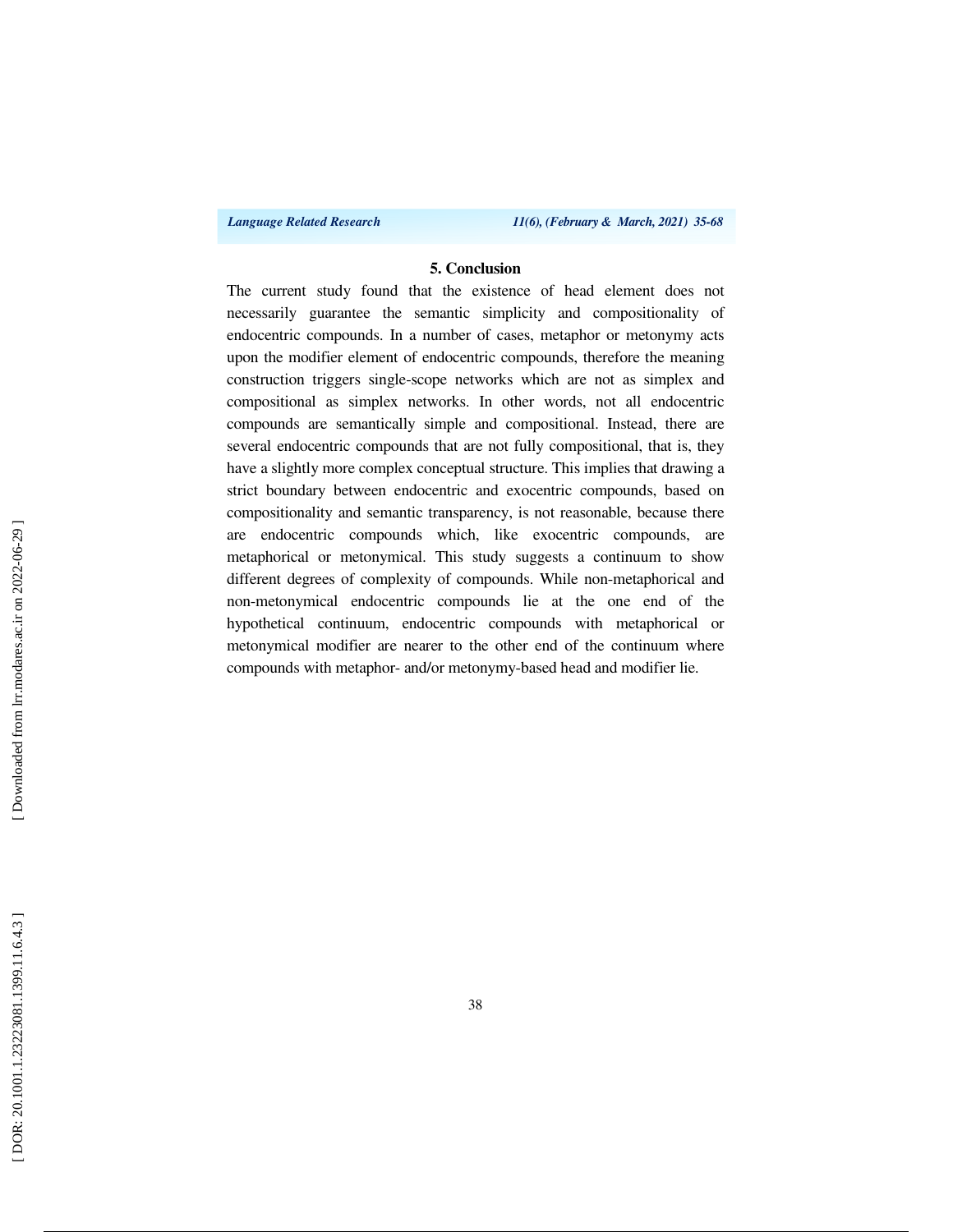## 5. Conclusion

The current study found that the existence of head element does not necessarily guarantee the semantic simplicity and compositionality of endocentric compounds. In a number of cases, metaphor or metonymy acts upon the modifier element of endocentric compounds, therefore the meaning construction triggers single-scope networks which are not as simplex and compositional as simplex networks. In other words, not all endocentric compounds are semantically simple and compositional. Instead, there are several endocentric compounds that are not fully compositional, that is, they have a slightly more complex conceptual structure. This implies that drawing a strict boundary between endocentric and exocentric compounds, based on compositionality and semantic transparency, is not reasonable, because there are endocentric compounds which, like exocentric compounds, are metaphorical or metonymical. This study suggests a continuum to show different degrees of complexity of compounds. While non-metaphorical and non-metonymical endocentric compounds lie at the one end of the hypothetical continuum, endocentric compounds with metaphorical or metonymical modifier are nearer to the other end of the continuum where compounds with metaphor- and/or metonymy-based head and modifier lie.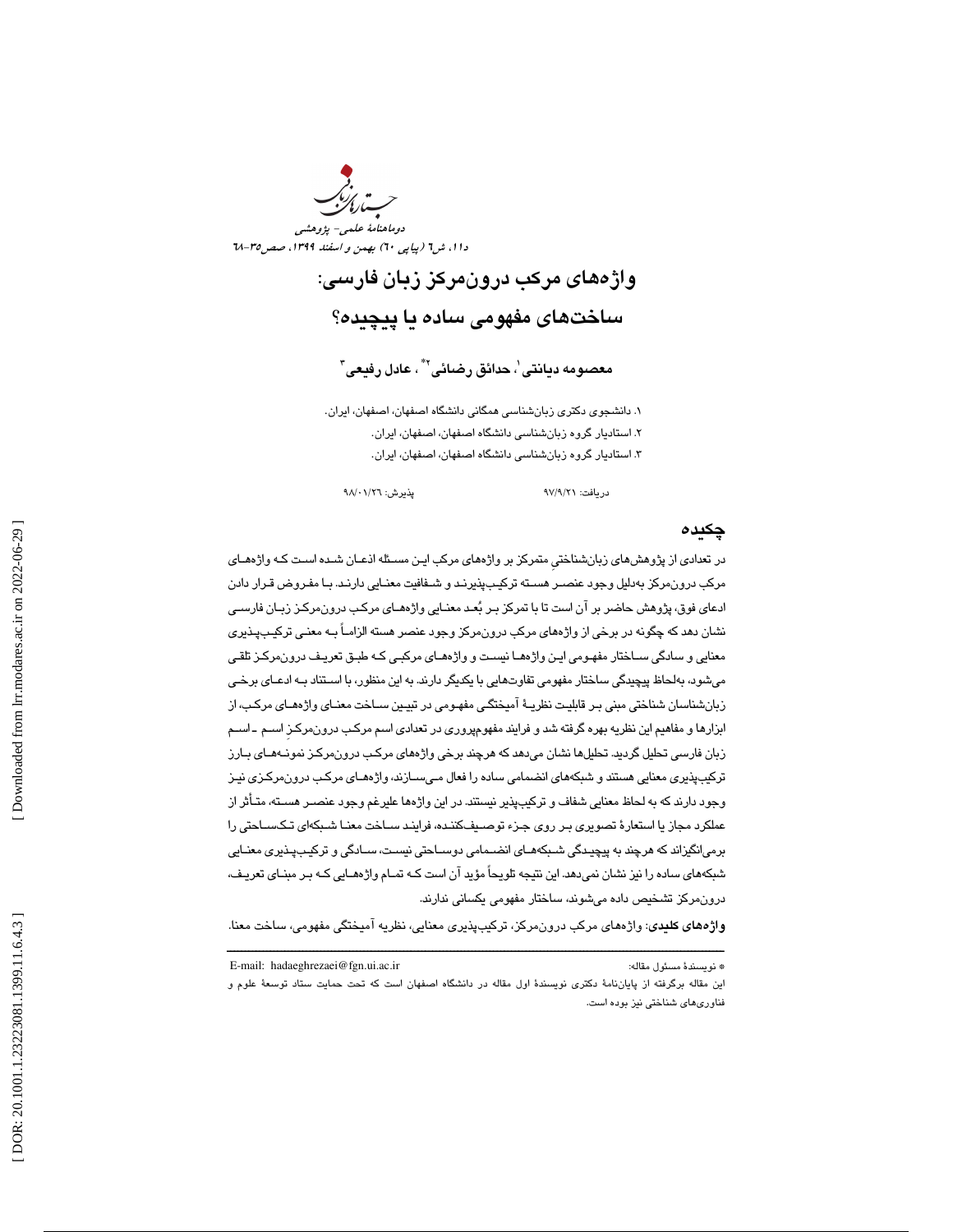# واژه‌های مرکب درون‌مرکز زبان فارسی:
# ساخت‌های مفهومی ساده یا پیچیده؟

**معصومه دیانتی[1]، حدائق رضائی[2*]، عادل رفیعی[3]**

۱. دانشجوی دکتری زبان‌شناسی همگانی دانشگاه اصفهان، اصفهان، ایران.
۲. استادیار گروه زبان‌شناسی دانشگاه اصفهان، اصفهان، ایران.
۳. استادیار گروه زبان‌شناسی دانشگاه اصفهان، اصفهان، ایران.

دریافت: ۹۷/۹/۲۱ پذیرش: ۹۸/۰۱/۲۶

## چکیده

در تعدادی از پژوهش‌های زبان‌شناختیِ متمرکز بر واژه‌های مرکب این مسئله ادعان شده است که واژه‌های مرکب درون‌مرکز به‌دلیل وجود عنصر هسته ترکیب‌پذیرند و شفافیت معنایی دارند. با مفروض قرار دادن ادعای فوق، پژوهش حاضر بر آن است تا با تمرکز بر بُعد معنایی واژه‌های مرکب درون‌مرکز زبان فارسی نشان دهد که چگونه در برخی از واژه‌های مرکبِ درون‌مرکز وجود عنصر هسته الزاماً به معنی ترکیب‌پذیری معنایی و سادگی ساختار مفهومی این واژه‌ها نیست و واژه‌های مرکبی که طبق تعریف درون‌مرکز تلقی می‌شود، به‌لحاظ پیچیدگی ساختار مفهومی تفاوت‌هایی با یکدیگر دارند. به این منظور، با استناد به ادعای برخی زبان‌شناسان شناختی مبنی بر قابلیت نظریهٔ آمیختگی مفهومی در تبیین ساخت معنای واژه‌های مرکب، از ابزارها و مفاهیم این نظریه بهره گرفته شد و فرایند مفهوم‌پروری در تعدادی اسم مرکب درون‌مرکزِ اسم ـ اسم زبان فارسی تحلیل گردید. تحلیل‌ها نشان می‌دهد که هرچند برخی واژه‌های مرکب درون‌مرکز نمونه‌های بارز ترکیب‌پذیری معنایی هستند و شبکه‌های انضمامی ساده را فعال می‌سازند، واژه‌های مرکب درون‌مرکزی نیز وجود دارند که به لحاظ معنایی شفاف و ترکیب‌پذیر نیستند. در این واژه‌ها علی‌رغم وجود عنصر هسته، متأثر از عملکرد مجاز یا استعارهٔ تصویری بر روی جزء توصیف‌کننده، فرایند ساخت معنا شبکه‌ای تک‌ساحتی را برمی‌انگیزاند که هرچند به پیچیدگی شبکه‌های انضمامی دوساحتی نیست، سادگی و ترکیب‌پذیری معنایی شبکه‌های ساده را نیز نشان نمی‌دهد. این نتیجه تلویحاً مؤید آن است که تمام واژه‌هایی که بر مبنای تعریف، درون‌مرکز تشخیص داده می‌شوند، ساختار مفهومی یکسانی ندارند.

**واژه‌های کلیدی**: واژه‌های مرکب درون‌مرکز، ترکیب‌پذیری معنایی، نظریه آمیختگی مفهومی، ساخت معنا.

---

* نویسندهٔ مسئول مقاله: E-mail: hadaeghrezaei@fgn.ui.ac.ir

این مقاله برگرفته از پایان‌نامهٔ دکتری نویسندهٔ اول مقاله در دانشگاه اصفهان است که تحت حمایت ستاد توسعهٔ علوم و فناوری‌های شناختی نیز بوده است.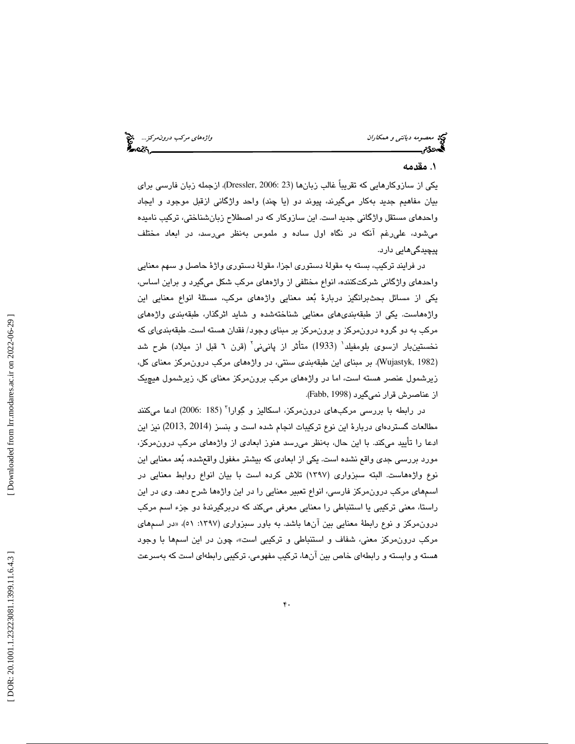## ۱. مقدمه

یکی از سازوکارهایی که تقریباً غالب زبان‌ها (Dressler, 2006: 23)، ازجمله زبان فارسی برای بیان مفاهیم جدید به‌کار می‌گیرند، پیوند دو (یا چند) واحد واژگانی ازقبل موجود و ایجاد واحدهای مستقل واژگانی جدید است. این سازوکار که در اصطلاح زبان‌شناختی، ترکیب نامیده می‌شود، علی‌رغم آنکه در نگاه اول ساده و ملموس به‌نظر می‌رسد، در ابعاد مختلف پیچیدگی‌هایی دارد.

در فرایند ترکیب، بسته به مقولهٔ دستوری اجزا، مقولهٔ دستوری واژهٔ حاصل و سهم معنایی واحدهای واژگانی شرکت‌کننده، انواع مختلفی از واژه‌های مرکب شکل می‌گیرد و براین اساس، یکی از مسائل بحث‌برانگیز دربارهٔ بُعد معنایی واژه‌های مرکب، مسئلهٔ انواع معنایی این واژه‌هاست. یکی از طبقه‌بندی‌های معنایی شناخته‌شده و شاید اثرگذار، طبقه‌بندی واژه‌های مرکب به دو گروه درون‌مرکز و برون‌مرکز بر مبنای وجود/ فقدان هسته است. طبقه‌بندی‌ای که نخستین‌بار ازسوی بلومفیلد[۱] (1933) متأثر از پانی‌نی[۲] (قرن ٦ قبل از میلاد) طرح شد (Wujastyk, 1982). بر مبنای این طبقه‌بندی سنتی، در واژه‌های مرکب درون‌مرکز معنای کل، زیرشمول عنصر هسته است، اما در واژه‌های مرکب برون‌مرکز معنای کل، زیرشمول هیچ‌یک از عناصرش قرار نمی‌گیرد (Fabb, 1998).

در رابطه با بررسی مرکب‌های درون‌مرکز، اسکالیز و گوارا[۳] (185 :2006) ادعا می‌کنند مطالعات گسترده‌ای دربارهٔ این نوع ترکیبات انجام شده است و بنسز (2013, 2014) نیز این ادعا را تأیید می‌کند. با این حال، به‌نظر می‌رسد هنوز ابعادی از واژه‌های مرکب درون‌مرکز، مورد بررسی جدی واقع نشده است. یکی از ابعادی که بیشتر مغفول واقع‌شده، بُعد معنایی این نوع واژه‌هاست. البته سبزواری (۱۳۹۷) تلاش کرده است با بیان انواع روابط معنایی در اسم‌های مرکب درون‌مرکز فارسی، انواع تعبیر معنایی را در این واژه‌ها شرح دهد. وی در این راستا، معنی ترکیبی یا استنباطی را معنایی معرفی می‌کند که دربرگیرندهٔ دو جزء اسم مرکب درون‌مرکز و نوع رابطهٔ معنایی بین آن‌ها باشد. به باور سبزواری (۱۳۹۷: ۵۱)، «در اسم‌های مرکب درون‌مرکز معنی، شفاف و استنباطی و ترکیبی است»، چون در این اسم‌ها با وجود هسته و وابسته و رابطه‌ای خاص بین آن‌ها، ترکیب مفهومی، ترکیبی رابطه‌ای است که به‌سرعت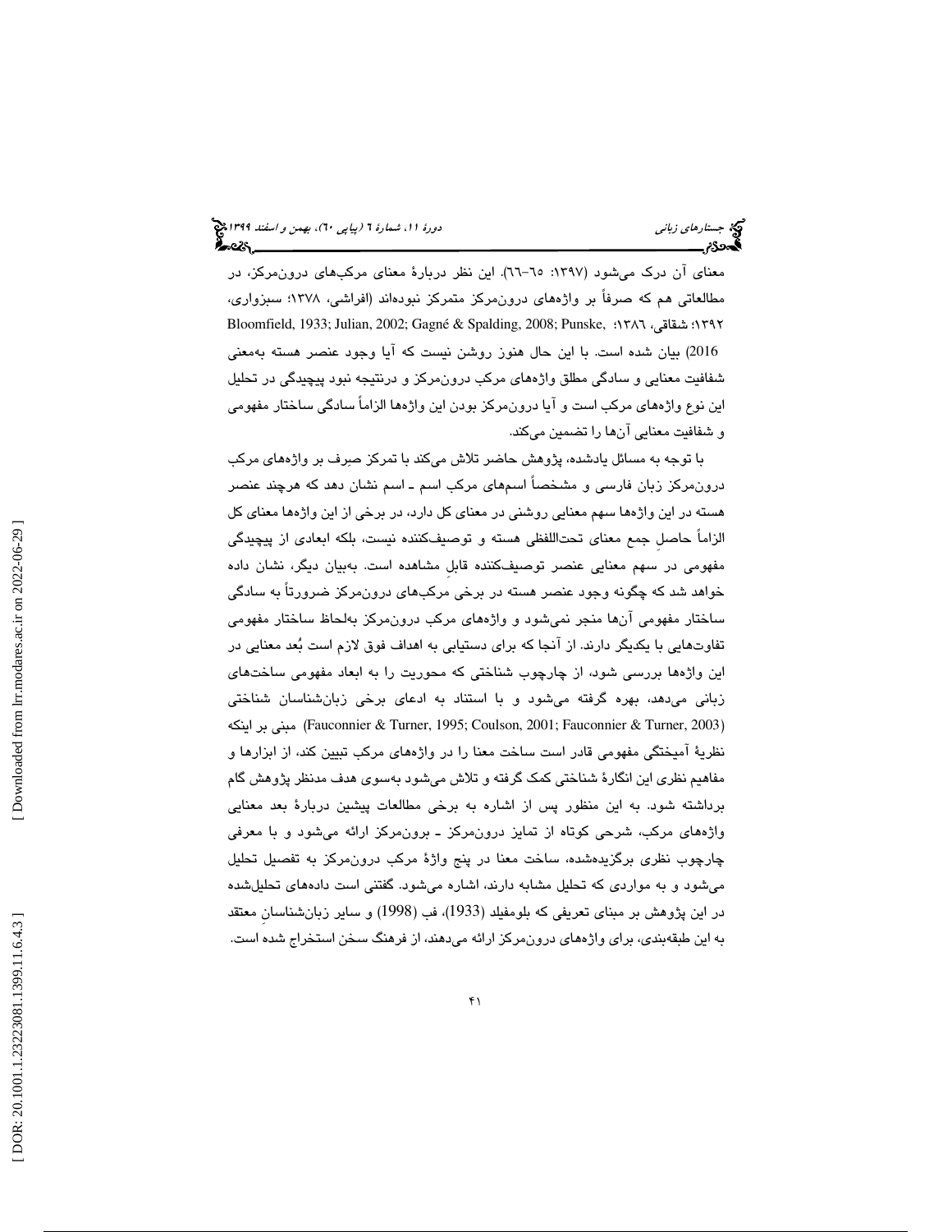معنای آن درک می‌شود (۱۳۹۷: ٦٥–٦٦). این نظر دربارهٔ معنای مرکب‌های درون‌مرکز، در مطالعاتی هم که صرفاً بر واژه‌های درون‌مرکز متمرکز نبوده‌اند (افراشی، ۱۳۷۸؛ سبزواری، ۱۳۹۲؛ شقاقی، ۱۳۸٦؛ Bloomfield, 1933; Julian, 2002; Gagné & Spalding, 2008; Punske, 2016) بیان شده است. با این حال هنوز روشن نیست که آیا وجود عنصر هسته به‌معنی شفافیت معنایی و سادگی مطلق واژه‌های مرکب درون‌مرکز و درنتیجه نبود پیچیدگی در تحلیل این نوع واژه‌های مرکب است و آیا درون‌مرکز بودن این واژه‌ها الزاماً سادگی ساختار مفهومی و شفافیت معنایی آن‌ها را تضمین می‌کند.

با توجه به مسائل یادشده، پژوهش حاضر تلاش می‌کند با تمرکز صِرف بر واژه‌های مرکب درون‌مرکز زبان فارسی و مشخصاً اسم‌های مرکب اسم ـ اسم نشان دهد که هرچند عنصر هسته در این واژه‌ها سهم معنایی روشنی در معنای کل دارد، در برخی از این واژه‌ها معنای کل الزاماً حاصلِ جمع معنای تحت‌اللفظی هسته و توصیف‌کننده نیست، بلکه ابعادی از پیچیدگی مفهومی در سهم معنایی عنصر توصیف‌کننده قابلِ مشاهده است. به‌بیان دیگر، نشان داده خواهد شد که چگونه وجود عنصر هسته در برخی مرکب‌های درون‌مرکز ضرورتاً به سادگی ساختار مفهومی آن‌ها منجر نمی‌شود و واژه‌های مرکبِ درون‌مرکز به‌لحاظ ساختار مفهومی تفاوت‌هایی با یکدیگر دارند. از آنجا که برای دستیابی به اهداف فوق لازم است بُعد معنایی در این واژه‌ها بررسی شود، از چارچوب شناختی که محوریت را به ابعاد مفهومی ساخت‌های زبانی می‌دهد، بهره گرفته می‌شود و با استناد به ادعای برخی زبان‌شناسان شناختی (Fauconnier & Turner, 1995; Coulson, 2001; Fauconnier & Turner, 2003) مبنی بر اینکه نظریهٔ آمیختگی مفهومی قادر است ساخت معنا را در واژه‌های مرکب تبیین کند، از ابزارها و مفاهیم نظری این انگارهٔ شناختی کمک گرفته و تلاش می‌شود به‌سوی هدف مدنظر پژوهش گام برداشته شود. به این منظور پس از اشاره به برخی مطالعات پیشین دربارهٔ بعد معنایی واژه‌های مرکب، شرحی کوتاه از تمایز درون‌مرکز ـ برون‌مرکز ارائه می‌شود و با معرفی چارچوب نظری برگزیده‌شده، ساخت معنا در پنج واژهٔ مرکب درون‌مرکز به تفصیل تحلیل می‌شود و به مواردی که تحلیل مشابه دارند، اشاره می‌شود. گفتنی است داده‌های تحلیل‌شده در این پژوهش بر مبنای تعریفی که بلومفیلد (1933)، فب (1998) و سایر زبان‌شناسانِ معتقد به این طبقه‌بندی، برای واژه‌های درون‌مرکز ارائه می‌دهند، از فرهنگ سخن استخراج شده است.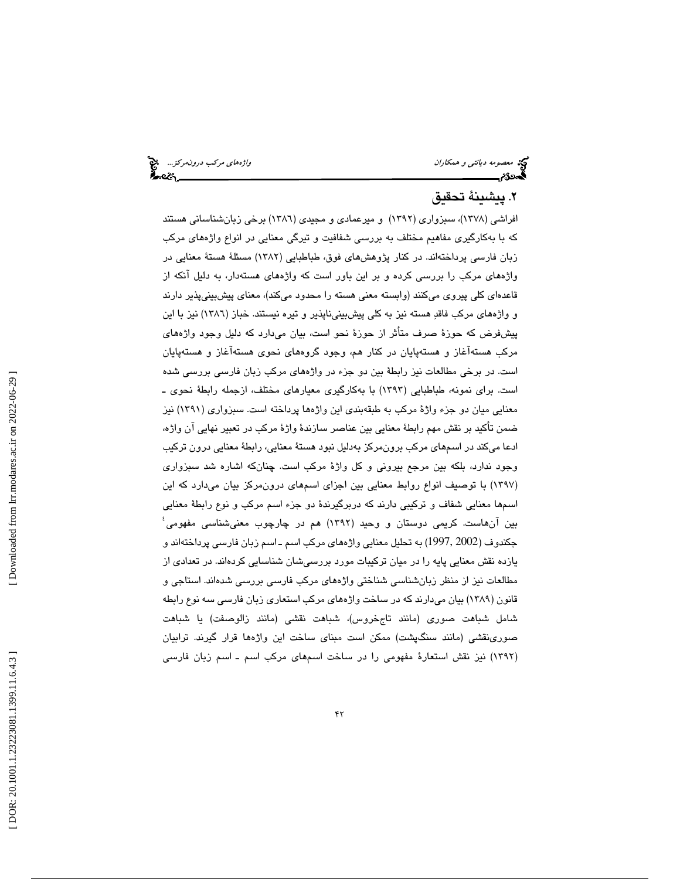## ۲. پیشینهٔ تحقیق

افراشی (۱۳۷۸)، سبزواری (۱۳۹۲) و میرعمادی و مجیدی (۱۳۸٦) برخی زبان‌شناسانی هستند که با به‌کارگیری مفاهیم مختلف به بررسی شفافیت و تیرگی معنایی در انواع واژه‌های مرکب زبان فارسی پرداخته‌اند. در کنار پژوهش‌های فوق، طباطبایی (۱۳۸۲) مسئلهٔ هستهٔ معنایی در واژه‌های مرکب را بررسی کرده و بر این باور است که واژه‌های هسته‌دار، به دلیل آنکه از قاعده‌ای کلی پیروی می‌کنند (وابسته معنی هسته را محدود می‌کند)، معنای پیش‌بینی‌پذیر دارند و واژه‌های مرکب فاقدِ هسته نیز به کلی پیش‌بینی‌ناپذیر و تیره نیستند. خباز (۱۳۸٦) نیز با این پیش‌فرض که حوزهٔ صرف متأثر از حوزهٔ نحو است، بیان می‌دارد که دلیل وجود واژه‌های مرکب هسته‌آغاز و هسته‌پایان در کنار هم، وجود گروه‌های نحوی هسته‌آغاز و هسته‌پایان است. در برخی مطالعات نیز رابطهٔ بین دو جزء در واژه‌های مرکب زبان فارسی بررسی شده است. برای نمونه، طباطبایی (۱۳۹۳) با به‌کارگیری معیارهای مختلف، ازجمله رابطهٔ نحوی ـ معنایی میان دو جزء واژهٔ مرکب به طبقه‌بندی این واژه‌ها پرداخته است. سبزواری (۱۳۹۱) نیز ضمن تأکید بر نقش مهم رابطهٔ معنایی بین عناصر سازندهٔ واژهٔ مرکب در تعبیر نهایی آن واژه، ادعا می‌کند در اسم‌های مرکب برون‌مرکز به‌دلیل نبود هستهٔ معنایی، رابطهٔ معنایی درون ترکیب وجود ندارد، بلکه بین مرجع بیرونی و کل واژهٔ مرکب است. چنان‌که اشاره شد سبزواری (۱۳۹۷) با توصیف انواع روابط معنایی بین اجزای اسم‌های درون‌مرکز بیان می‌دارد که این اسم‌ها معنایی شفاف و ترکیبی دارند که دربرگیرندهٔ دو جزء اسم مرکب و نوع رابطهٔ معنایی بین آن‌هاست. کریمی دوستان و وحید (۱۳۹۲) هم در چارچوب معنی‌شناسی مفهومی[4] جکندوف (1997, 2002) به تحلیل معنایی واژه‌های مرکب اسم ـ اسم زبان فارسی پرداخته‌اند و یازده نقش معنایی پایه را در میان ترکیبات مورد بررسی‌شان شناسایی کرده‌اند. در تعدادی از مطالعات نیز از منظر زبان‌شناسی شناختی واژه‌های مرکب فارسی بررسی شده‌اند. استاجی و قانون (۱۳۸۹) بیان می‌دارند که در ساخت واژه‌های مرکب استعاری زبان فارسی سه نوع رابطه شامل شباهت صوری (مانند تاج‌خروس)، شباهت نقشی (مانند زالوصفت) یا شباهت صوری‌نقشی (مانند سنگ‌پشت) ممکن است مبنای ساخت این واژه‌ها قرار گیرند. ترابیان (۱۳۹۲) نیز نقش استعارهٔ مفهومی را در ساخت اسم‌های مرکب اسم ـ اسم زبان فارسی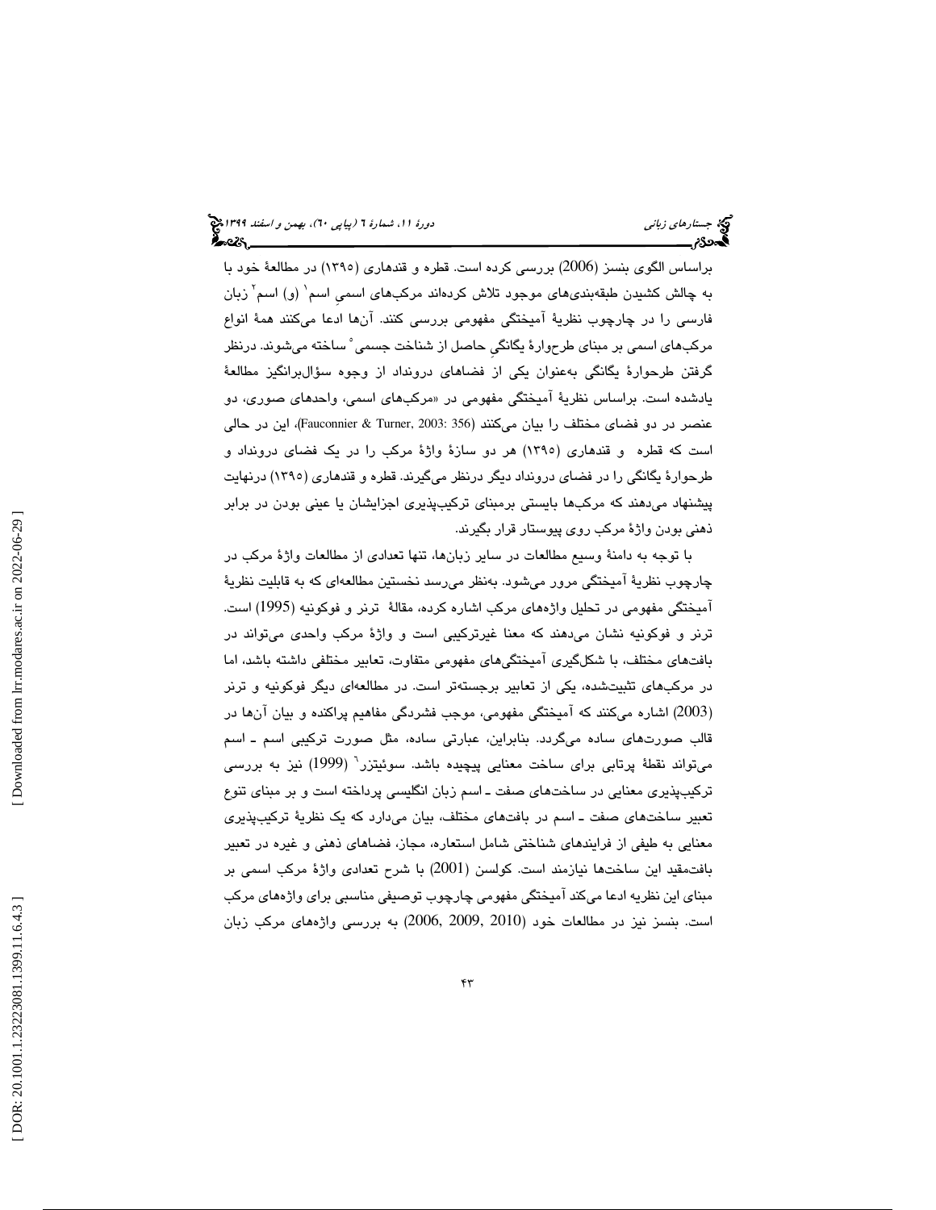براساس الگوی بنسز (2006) بررسی کرده است. قطره و قندهاری (۱۳۹۵) در مطالعهٔ خود با به چالش کشیدن طبقه‌بندی‌های موجود تلاش کرده‌اند مرکب‌های اسمیِ اسم[1] (و) اسم[2] زبان فارسی را در چارچوب نظریهٔ آمیختگی مفهومی بررسی کنند. آن‌ها ادعا می‌کنند همهٔ انواع مرکب‌های اسمی بر مبنای طرحوارهٔ یگانگیِ حاصل از شناخت جسمی[5] ساخته می‌شوند. درنظر گرفتن طرحوارهٔ یگانگی به‌عنوان یکی از فضاهای درونداد از وجوه سؤال‌برانگیز مطالعهٔ یادشده است. براساس نظریهٔ آمیختگی مفهومی در «مرکب‌های اسمی، واحدهای صوری، دو عنصر در دو فضای مختلف را بیان می‌کنند (Fauconnier & Turner, 2003: 356)، این در حالی است که قطره و قندهاری (۱۳۹۵) هر دو سازهٔ واژهٔ مرکب را در یک فضای درونداد و طرحوارهٔ یگانگی را در فضای درونداد دیگر درنظر می‌گیرند. قطره و قندهاری (۱۳۹۵) درنهایت پیشنهاد می‌دهند که مرکب‌ها بایستی برمبنای ترکیب‌پذیری اجزایشان یا عینی بودن در برابر ذهنی بودن واژهٔ مرکب روی پیوستار قرار بگیرند.

با توجه به دامنهٔ وسیع مطالعات در سایر زبان‌ها، تنها تعدادی از مطالعات واژهٔ مرکب در چارچوب نظریهٔ آمیختگی مرور می‌شود. به‌نظر می‌رسد نخستین مطالعه‌ای که به قابلیت نظریهٔ آمیختگی مفهومی در تحلیل واژه‌های مرکب اشاره کرده، مقالهٔ ترنر و فوکونیه (1995) است. ترنر و فوکونیه نشان می‌دهند که معنا غیرترکیبی است و واژهٔ مرکب واحدی می‌تواند در بافت‌های مختلف، با شکل‌گیری آمیختگی‌های مفهومی متفاوت، تعابیر مختلفی داشته باشد، اما در مرکب‌های تثبیت‌شده، یکی از تعابیر برجسته‌تر است. در مطالعه‌ای دیگر فوکونیه و ترنر (2003) اشاره می‌کنند که آمیختگی مفهومی، موجب فشردگی مفاهیم پراکنده و بیان آن‌ها در قالب صورت‌های ساده می‌گردد. بنابراین، عبارتی ساده، مثل صورت ترکیبی اسم ـ اسم می‌تواند نقطهٔ پرتابی برای ساخت معنایی پیچیده باشد. سوئیتزر[6] (1999) نیز به بررسی ترکیب‌پذیری معنایی در ساخت‌های صفت ـ اسم زبان انگلیسی پرداخته است و بر مبنای تنوع تعبیر ساخت‌های صفت ـ اسم در بافت‌های مختلف، بیان می‌دارد که یک نظریهٔ ترکیب‌پذیری معنایی به طیفی از فرایندهای شناختی شامل استعاره، مجاز، فضاهای ذهنی و غیره در تعبیر بافت‌مقید این ساخت‌ها نیازمند است. کولسن (2001) با شرح تعدادی واژهٔ مرکب اسمی بر مبنای این نظریه ادعا می‌کند آمیختگی مفهومی چارچوب توصیفی مناسبی برای واژه‌های مرکب است. بنسز نیز در مطالعات خود (2006, 2009, 2010) به بررسی واژه‌های مرکب زبان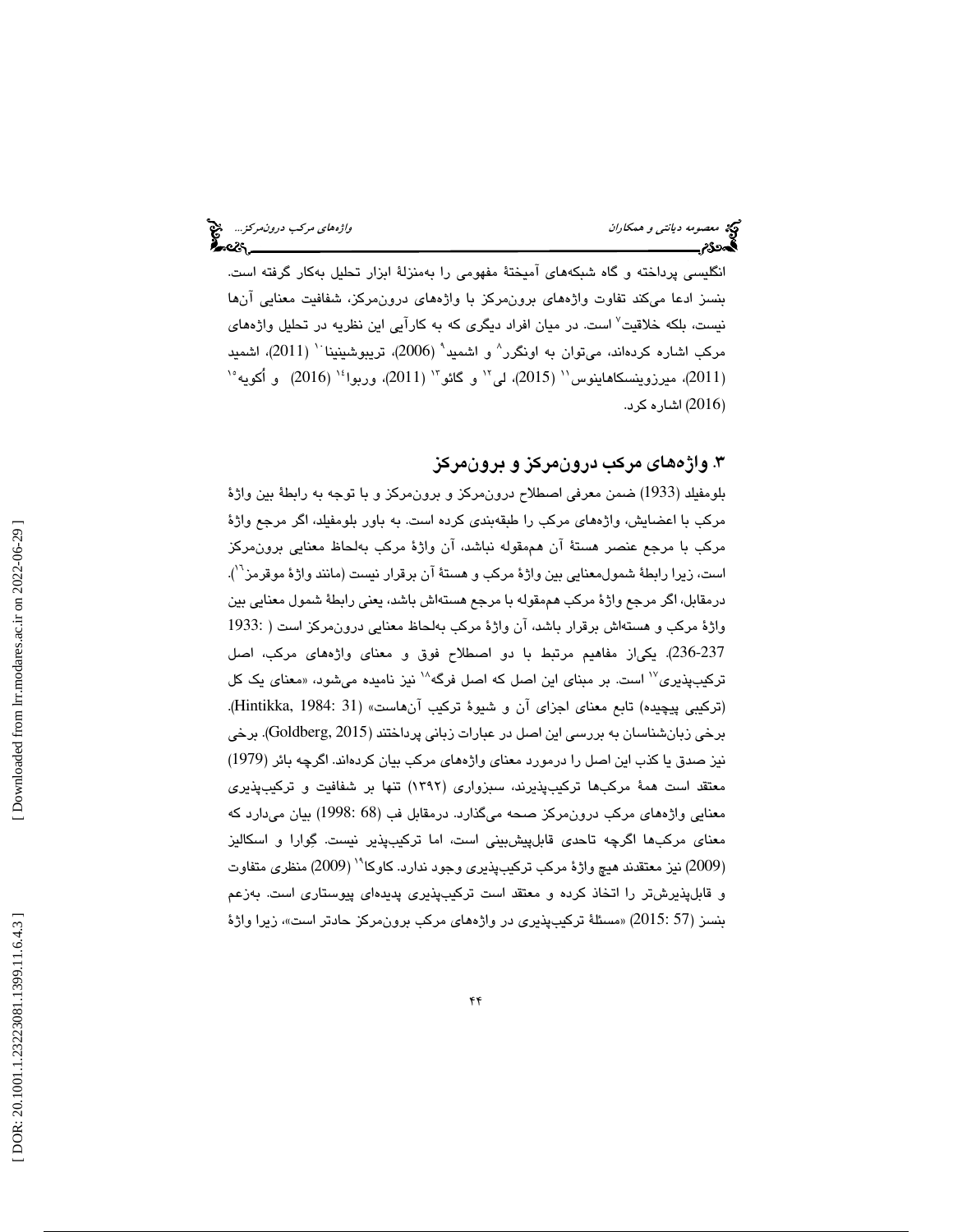انگلیسی پرداخته و گاه شبکه‌های آمیختۀ مفهومی را به‌منزلۀ ابزار تحلیل به‌کار گرفته است. بنسز ادعا می‌کند تفاوت واژه‌های برون‌مرکز با واژه‌های درون‌مرکز، شفافیت معنایی آن‌ها نیست، بلکه خلاقیت[7] است. در میان افراد دیگری که به کارآیی این نظریه در تحلیل واژه‌های مرکب اشاره کرده‌اند، می‌توان به اونگرر[8] و اشمید[9] (2006)، تریبوشینینا[10] (2011)، اشمید (2011)، میرزوینسکاهاینوس[11] (2015)، لی[12] و گائو[13] (2011)، وربوا[14] (2016) و اُکویه[15] (2016) اشاره کرد.

## ۳. واژه‌های مرکب درون‌مرکز و برون‌مرکز

بلومفیلد (1933) ضمن معرفی اصطلاح درون‌مرکز و برون‌مرکز و با توجه به رابطۀ بین واژۀ مرکب با اعضایش، واژه‌های مرکب را طبقه‌بندی کرده است. به باور بلومفیلد، اگر مرجع واژۀ مرکب با مرجع عنصر هستۀ آن هم‌مقوله نباشد، آن واژۀ مرکب به‌لحاظ معنایی برون‌مرکز است، زیرا رابطۀ شمول‌معنایی بین واژۀ مرکب و هستۀ آن برقرار نیست (مانند واژۀ موقرمز[16]). درمقابل، اگر مرجع واژۀ مرکب هم‌مقوله با مرجع هسته‌اش باشد، یعنی رابطۀ شمول معنایی بین واژۀ مرکب و هسته‌اش برقرار باشد، آن واژۀ مرکب به‌لحاظ معنایی درون‌مرکز است (1933: 236-237). یکی‌از مفاهیم مرتبط با دو اصطلاح فوق و معنای واژه‌های مرکب، اصل ترکیب‌پذیری[17] است. بر مبنای این اصل که اصل فرگه[18] نیز نامیده می‌شود، «معنای یک کل (ترکیبی پیچیده) تابع معنای اجزای آن و شیوۀ ترکیب آن‌هاست» (Hintikka, 1984: 31). برخی زبان‌شناسان به بررسی این اصل در عبارات زبانی پرداختند (Goldberg, 2015). برخی نیز صدق یا کذب این اصل را درمورد معنای واژه‌های مرکب بیان کرده‌اند. اگرچه بائر (1979) معتقد است همۀ مرکب‌ها ترکیب‌پذیرند، سبزواری (۱۳۹۲) تنها بر شفافیت و ترکیب‌پذیری معنایی واژه‌های مرکب درون‌مرکز صحه می‌گذارد. درمقابل فب (1998: 68) بیان می‌دارد که معنای مرکب‌ها اگرچه تاحدی قابل‌پیش‌بینی است، اما ترکیب‌پذیر نیست. گِوارا و اسکالیز (2009) نیز معتقدند هیچ واژۀ مرکب ترکیب‌پذیری وجود ندارد. کاوکا[19] (2009) منظری متفاوت و قابل‌پذیرش‌تر را اتخاذ کرده و معتقد است ترکیب‌پذیری پدیده‌ای پیوستاری است. به‌زعم بنسز (2015: 57) «مسئلۀ ترکیب‌پذیری در واژه‌های مرکب برون‌مرکز حادتر است»، زیرا واژۀ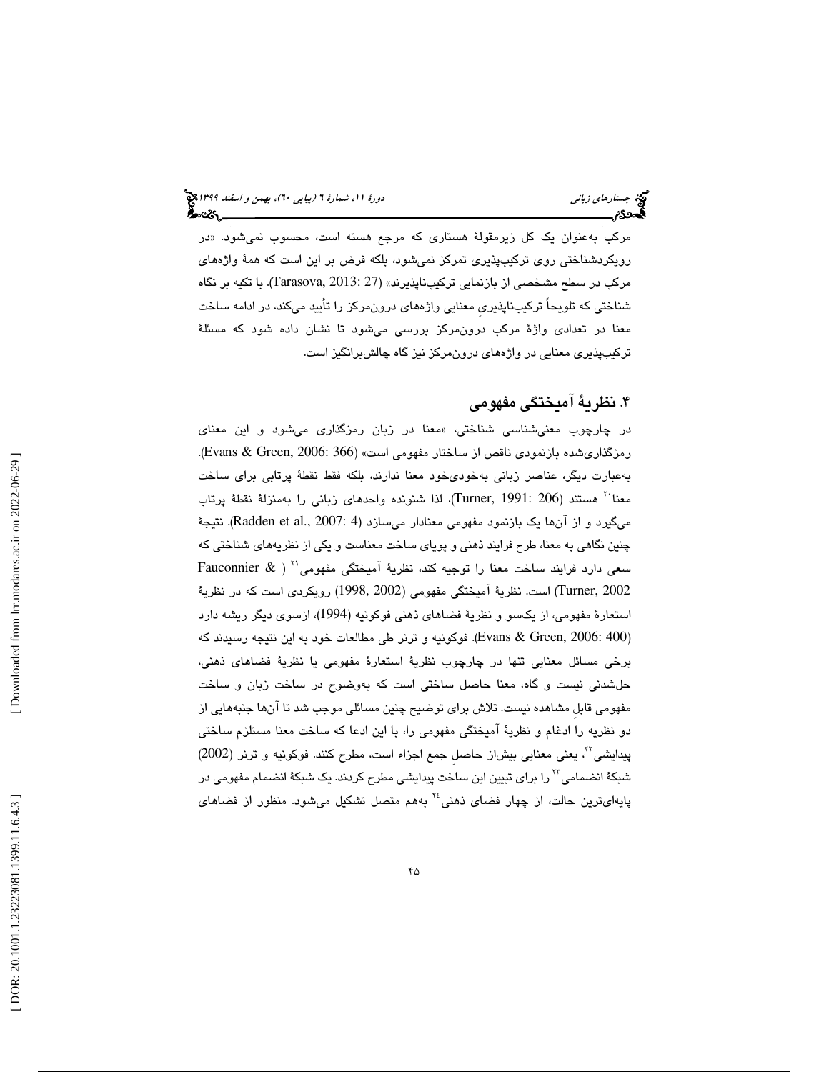مرکب به‌عنوان یک کل زیرمقولۀ هستاری که مرجع هسته است، محسوب نمی‌شود. «در رویکردشناختی روی ترکیب‌پذیری تمرکز نمی‌شود، بلکه فرض بر این است که همۀ واژه‌های مرکب در سطح مشخصی از بازنمایی ترکیب‌ناپذیرند» (Tarasova, 2013: 27). با تکیه بر نگاه شناختی که تلویحاً ترکیب‌ناپذیریِ معنایی واژه‌های درون‌مرکز را تأیید می‌کند، در ادامه ساخت معنا در تعدادی واژۀ مرکب درون‌مرکز بررسی می‌شود تا نشان داده شود که مسئلۀ ترکیب‌پذیری معنایی در واژه‌های درون‌مرکز نیز گاه چالش‌برانگیز است.

## ۴. نظریۀ آمیختگی مفهومی

در چارچوب معنی‌شناسی شناختی، «معنا در زبان رمزگذاری می‌شود و این معنای رمزگذاری‌شده بازنمودی ناقص از ساختار مفهومی است» (Evans & Green, 2006: 366). به‌عبارت دیگر، عناصر زبانی به‌خودی‌خود معنا ندارند، بلکه فقط نقطۀ پرتابی برای ساخت معنا[20] هستند (Turner, 1991: 206)، لذا شنونده واحدهای زبانی را به‌منزلۀ نقطۀ پرتاب می‌گیرد و از آن‌ها یک بازنمود مفهومی معنادار می‌سازد (Radden et al., 2007: 4). نتیجۀ چنین نگاهی به معنا، طرح فرایند ذهنی و پویای ساخت معناست و یکی از نظریه‌های شناختی که سعی دارد فرایند ساخت معنا را توجیه کند، نظریۀ آمیختگی مفهومی[21] (Fauconnier & Turner, 2002) است. نظریۀ آمیختگی مفهومی (1998, 2002) رویکردی است که در نظریۀ استعارۀ مفهومی، از یکسو و نظریۀ فضاهای ذهنی فوکونیه (1994)، ازسوی دیگر ریشه دارد (Evans & Green, 2006: 400). فوکونیه و ترنر طی مطالعات خود به این نتیجه رسیدند که برخی مسائل معنایی تنها در چارچوب نظریۀ استعارۀ مفهومی یا نظریۀ فضاهای ذهنی، حل‌شدنی نیست و گاه، معنا حاصل ساختی است که به‌وضوح در ساخت زبان و ساخت مفهومی قابلِ مشاهده نیست. تلاش برای توضیح چنین مسائلی موجب شد تا آن‌ها جنبه‌هایی از دو نظریه را ادغام و نظریۀ آمیختگی مفهومی را، با این ادعا که ساخت معنا مستلزم ساختی پیدایشی[22]، یعنی معنایی بیش‌از حاصلِ جمع اجزاء است، مطرح کنند. فوکونیه و ترنر (2002) شبکۀ انضمامی[23] را برای تبیین این ساختِ پیدایشی مطرح کردند. یک شبکۀ انضمام مفهومی در پایه‌ای‌ترین حالت، از چهار فضای ذهنی[24] به‌هم متصل تشکیل می‌شود. منظور از فضاهای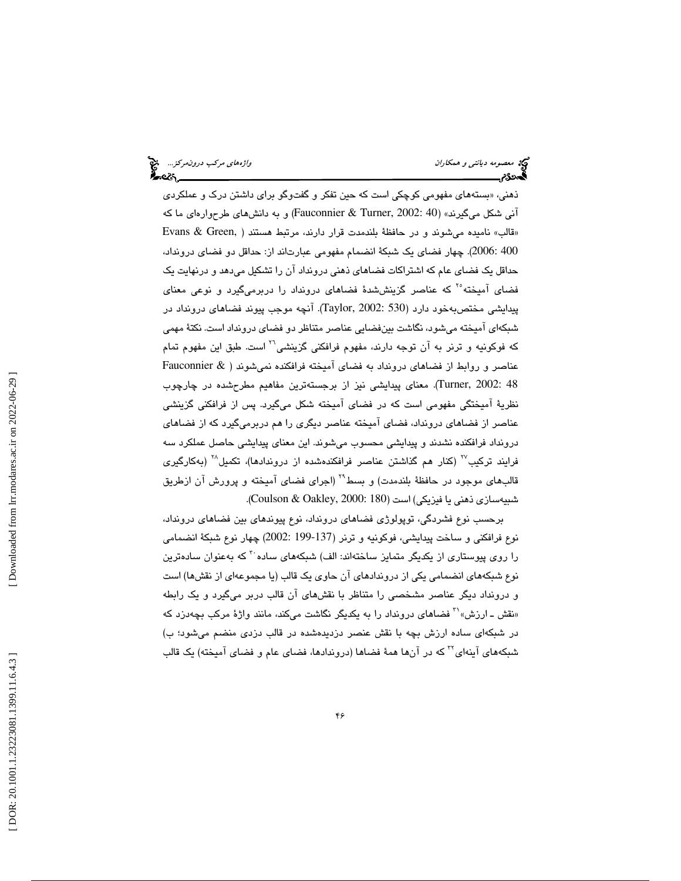ذهنی، «بسته‌های مفهومی کوچکی است که حین تفکر و گفت‌وگو برای داشتن درک و عملکردی آنی شکل می‌گیرند» (Fauconnier & Turner, 2002: 40) و به دانش‌های طرح‌واره‌ای ما که «قالب» نامیده می‌شوند و در حافظهٔ بلندمدت قرار دارند، مرتبط هستند (Evans & Green, 2006: 400). چهار فضای یک شبکهٔ انضمام مفهومی عبارت‌اند از: حداقل دو فضای درونداد، حداقل یک فضای عام که اشتراکات فضاهای ذهنی درونداد آن را تشکیل می‌دهد و درنهایت یک فضای آمیخته[25] که عناصر گزینش‌شدهٔ فضاهای درونداد را دربرمی‌گیرد و نوعی معنای پیدایشی مختص‌به‌خود دارد (Taylor, 2002: 530). آنچه موجب پیوند فضاهای درونداد در شبکه‌ای آمیخته می‌شود، نگاشت بین‌فضایی عناصر متناظر دو فضای درونداد است. نکتهٔ مهمی که فوکونیه و ترنر به آن توجه دارند، مفهوم فرافکنی گزینشی[26] است. طبق این مفهوم تمام عناصر و روابط از فضاهای درونداد به فضای آمیخته فرافکنده نمی‌شوند (Fauconnier & Turner, 2002: 48). معنای پیدایشی نیز از برجسته‌ترین مفاهیم مطرح‌شده در چارچوب نظریهٔ آمیختگی مفهومی است که در فضای آمیخته شکل می‌گیرد. پس از فرافکنی گزینشی عناصر از فضاهای درونداد، فضای آمیخته عناصر دیگری را هم دربرمی‌گیرد که از فضاهای درونداد فرافکنده نشدند و پیدایشی محسوب می‌شوند. این معنای پیدایشی حاصل عملکرد سه فرایند ترکیب[27] (کنار هم گذاشتن عناصر فرافکنده‌شده از دروندادها)، تکمیل[28] (به‌کارگیری قالب‌های موجود در حافظهٔ بلندمدت) و بسط[29] (اجرای فضای آمیخته و پرورش آن ازطریق شبیه‌سازی ذهنی یا فیزیکی) است (Coulson & Oakley, 2000: 180).

برحسب نوع فشردگی، توپولوژی فضاهای درونداد، نوع پیوندهای بین فضاهای درونداد، نوع فرافکنی و ساخت پیدایشی، فوکونیه و ترنر (2002: 137-199) چهار نوع شبکهٔ انضمامی را روی پیوستاری از یکدیگر متمایز ساخته‌اند: الف) شبکه‌های ساده[30] که به‌عنوان ساده‌ترین نوع شبکه‌های انضمامی یکی از دروندادهای آن حاوی یک قالب (یا مجموعه‌ای از نقش‌ها) است و درونداد دیگر عناصر مشخصی را متناظر با نقش‌های آن قالب دربر می‌گیرد و یک رابطه «نقش ـ ارزش»[31] فضاهای درونداد را به یکدیگر نگاشت می‌کند، مانند واژهٔ مرکب بچه‌دزد که در شبکه‌ای ساده ارزش بچه با نقش عنصر دزدیده‌شده در قالب دزدی منضم می‌شود؛ ب) شبکه‌های آینه‌ای[32] که در آن‌ها همهٔ فضاها (دروندادها، فضای عام و فضای آمیخته) یک قالب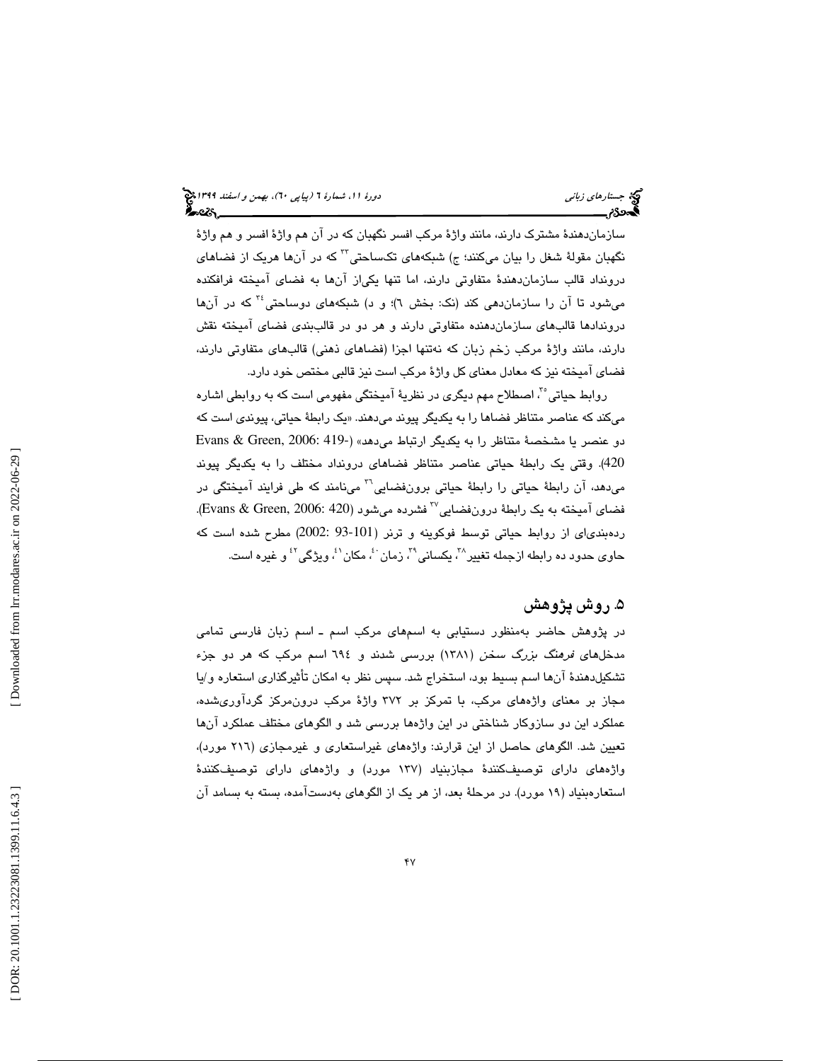سازمان‌دهندهٔ مشترک دارند، مانند واژهٔ مرکب افسر نگهبان که در آن هم واژهٔ افسر و هم واژهٔ نگهبان مقولهٔ شغل را بیان می‌کنند؛ ج) شبکه‌های تک‌ساحتی[33] که در آن‌ها هریک از فضاهای درونداد قالب سازمان‌دهندهٔ متفاوتی دارند، اما تنها یکی‌از آن‌ها به فضای آمیخته فرافکنده می‌شود تا آن را سازمان‌دهی کند (نک: بخش ٦)؛ و د) شبکه‌های دوساحتی[34] که در آن‌ها دروندادها قالب‌های سازمان‌دهنده متفاوتی دارند و هر دو در قالب‌بندی فضای آمیخته نقش دارند، مانند واژهٔ مرکب زخم زبان که نه‌تنها اجزا (فضاهای ذهنی) قالب‌های متفاوتی دارند، فضای آمیخته نیز که معادل معنای کل واژهٔ مرکب است نیز قالبی مختص خود دارد.

روابط حیاتی[35]، اصطلاح مهم دیگری در نظریهٔ آمیختگی مفهومی است که به روابطی اشاره می‌کند که عناصر متناظر فضاها را به یکدیگر پیوند می‌دهند. «یک رابطهٔ حیاتی، پیوندی است که دو عنصر یا مشخصهٔ متناظر را به یکدیگر ارتباط می‌دهد» (Evans & Green, 2006: 419-420). وقتی یک رابطهٔ حیاتی عناصر متناظر فضاهای درونداد مختلف را به یکدیگر پیوند می‌دهد، آن رابطهٔ حیاتی را رابطهٔ حیاتی برون‌فضایی[36] می‌نامند که طی فرایند آمیختگی در فضای آمیخته به یک رابطهٔ درون‌فضایی[37] فشرده می‌شود (Evans & Green, 2006: 420). رده‌بندی‌ای از روابط حیاتی توسط فوکونیه و ترنر (2002: 93-101) مطرح شده است که حاوی حدود ده رابطه ازجمله تغییر[38]، یکسانی[39]، زمان[40]، مکان[41]، ویژگی[42] و غیره است.

## ۵. روش پژوهش

در پژوهش حاضر به‌منظور دستیابی به اسم‌های مرکب اسم ـ اسم زبان فارسی تمامی مدخل‌های *فرهنگ بزرگ سخن* (۱۳۸۱) بررسی شدند و ٦٩٤ اسم مرکب که هر دو جزء تشکیل‌دهندهٔ آن‌ها اسم بسیط بود، استخراج شد. سپس نظر به امکان تأثیرگذاری استعاره و/یا مجاز بر معنای واژه‌های مرکب، با تمرکز بر ۳۷۲ واژهٔ مرکب درون‌مرکز گردآوری‌شده، عملکرد این دو سازوکار شناختی در این واژه‌ها بررسی شد و الگوهای مختلف عملکرد آن‌ها تعیین شد. الگوهای حاصل از این قرارند: واژه‌های غیراستعاری و غیرمجازی (٢١٦ مورد)، واژه‌های دارای توصیف‌کنندهٔ مجازبنیاد (۱۳۷ مورد) و واژه‌های دارای توصیف‌کنندهٔ استعاره‌بنیاد (۱۹ مورد). در مرحلهٔ بعد، از هر یک از الگوهای به‌دست‌آمده، بسته به بسامد آن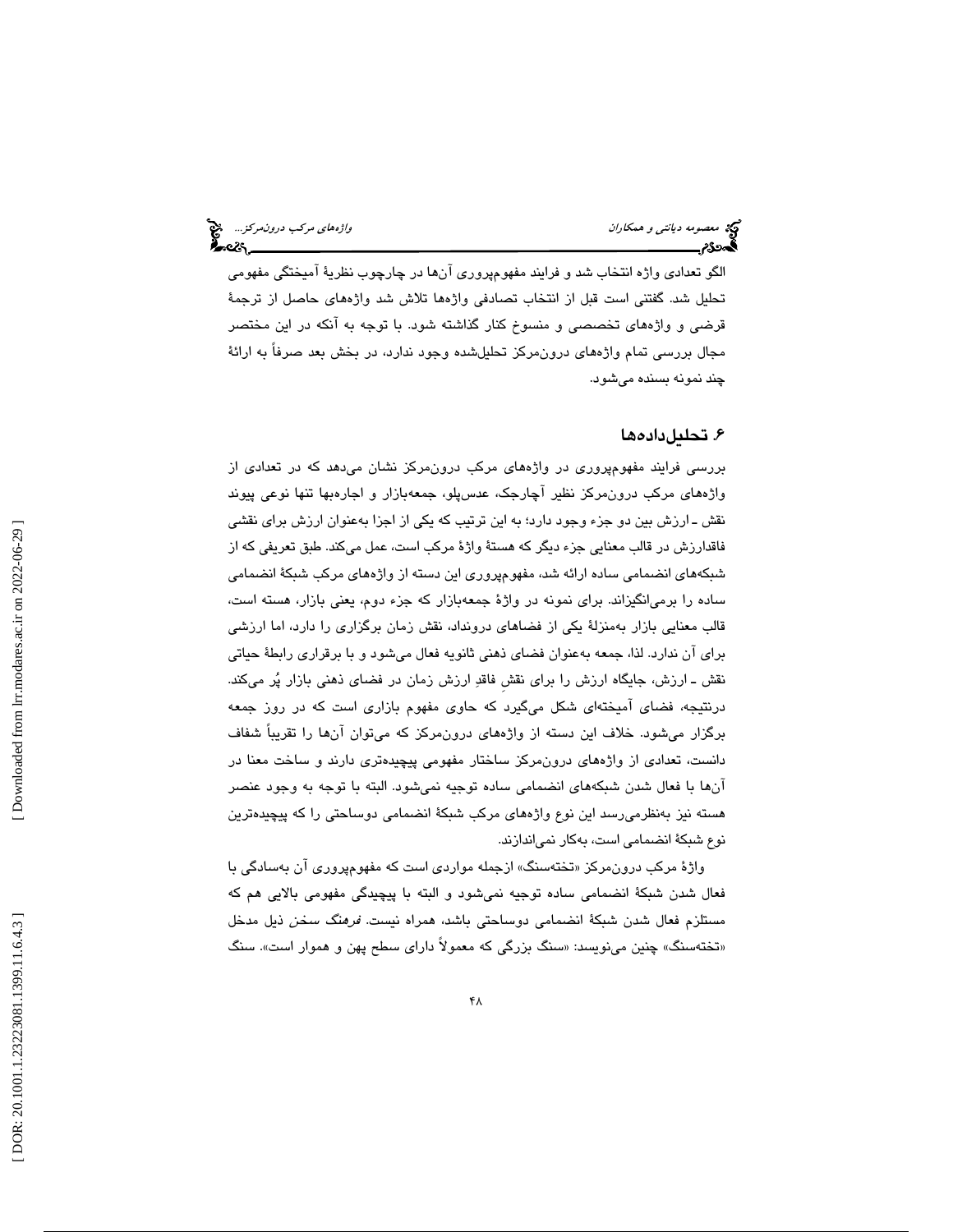الگو تعدادی واژه انتخاب شد و فرایند مفهوم‌پروری آن‌ها در چارچوب نظریهٔ آمیختگی مفهومی تحلیل شد. گفتنی است قبل از انتخاب تصادفی واژه‌ها تلاش شد واژه‌های حاصل از ترجمهٔ قرضی و واژه‌های تخصصی و منسوخ کنار گذاشته شود. با توجه به آنکه در این مختصر مجال بررسی تمام واژه‌های درون‌مرکز تحلیل‌شده وجود ندارد، در بخش بعد صرفاً به ارائهٔ چند نمونه بسنده می‌شود.

## ۶. تحلیل داده‌ها

بررسی فرایند مفهوم‌پروری در واژه‌های مرکب درون‌مرکز نشان می‌دهد که در تعدادی از واژه‌های مرکب درون‌مرکز نظیر آچارجک، عدس‌پلو، جمعه‌بازار و اجاره‌بها تنها نوعی پیوند نقش ـ ارزش بین دو جزء وجود دارد؛ به این ترتیب که یکی از اجزا به‌عنوان ارزش برای نقشی فاقدارزش در قالب معنایی جزء دیگر که هستهٔ واژهٔ مرکب است، عمل می‌کند. طبق تعریفی که از شبکه‌های انضمامی ساده ارائه شد، مفهوم‌پروری این دسته از واژه‌های مرکب شبکهٔ انضمامی ساده را برمی‌انگیزاند. برای نمونه در واژهٔ جمعه‌بازار که جزء دوم، یعنی بازار، هسته است، قالب معنایی بازار به‌منزلهٔ یکی از فضاهای درونداد، نقش زمان برگزاری را دارد، اما ارزشی برای آن ندارد. لذا، جمعه به‌عنوان فضای ذهنی ثانویه فعال می‌شود و با برقراری رابطهٔ حیاتی نقش ـ ارزش، جایگاه ارزش را برای نقشِ فاقدِ ارزش زمان در فضای ذهنی بازار پُر می‌کند. درنتیجه، فضای آمیخته‌ای شکل می‌گیرد که حاوی مفهوم بازاری است که در روز جمعه برگزار می‌شود. خلاف این دسته از واژه‌های درون‌مرکز که می‌توان آن‌ها را تقریباً شفاف دانست، تعدادی از واژه‌های درون‌مرکز ساختار مفهومی پیچیده‌تری دارند و ساخت معنا در آن‌ها با فعال شدن شبکه‌های انضمامی ساده توجیه نمی‌شود. البته با توجه به وجود عنصر هسته نیز به‌نظرمی‌رسد این نوع واژه‌های مرکب شبکهٔ انضمامی دوساحتی را که پیچیده‌ترین نوع شبکهٔ انضمامی است، به‌کار نمی‌اندازند.

واژهٔ مرکب درون‌مرکز «تخته‌سنگ» ازجمله مواردی است که مفهوم‌پروری آن به‌سادگی با فعال شدن شبکهٔ انضمامی ساده توجیه نمی‌شود و البته با پیچیدگی مفهومی بالایی هم که مستلزم فعال شدن شبکهٔ انضمامی دوساحتی باشد، همراه نیست. *فرهنگ سخن* ذیل مدخل «تخته‌سنگ» چنین می‌نویسد: «سنگ بزرگی که معمولاً دارای سطح پهن و هموار است». سنگ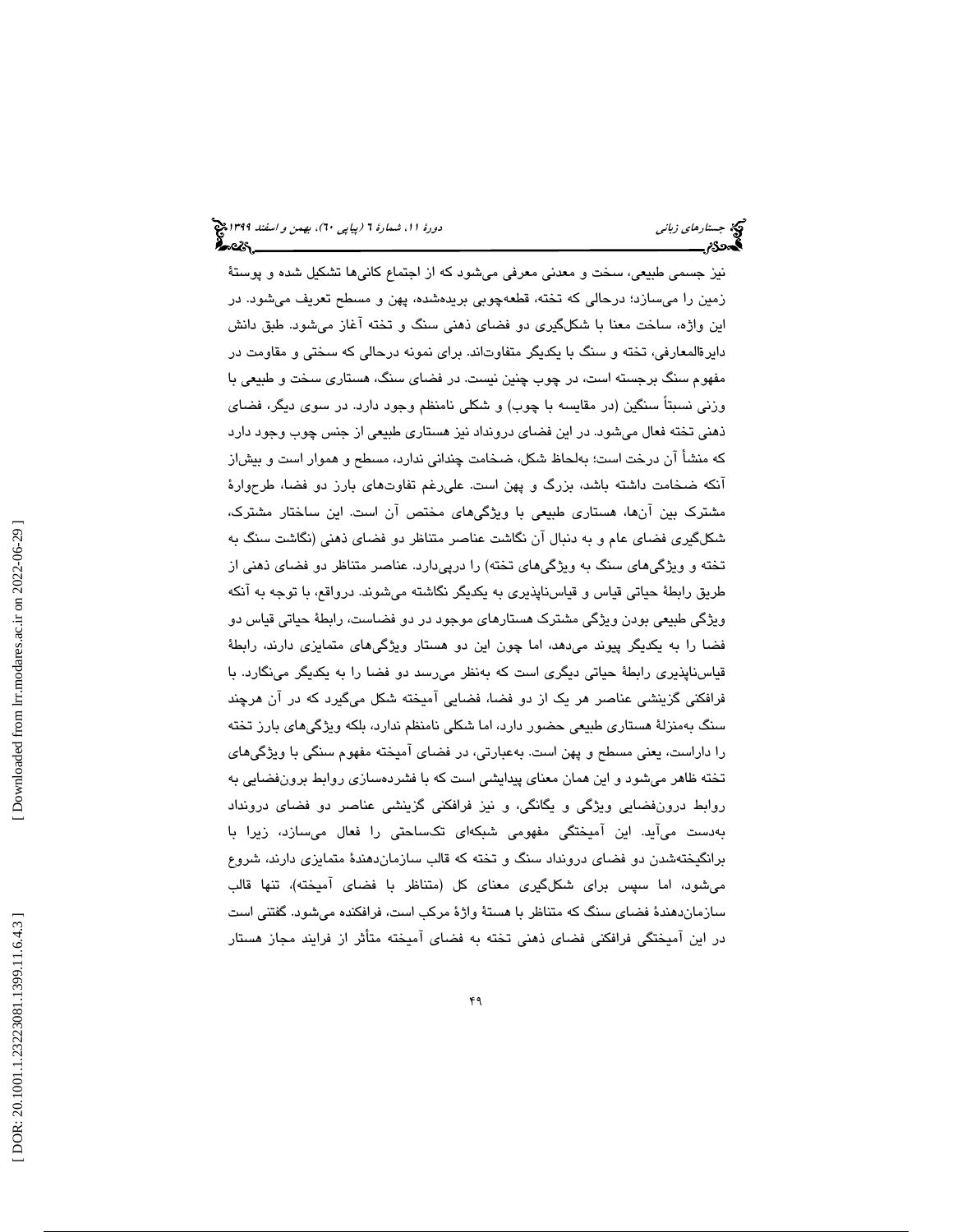نیز جسمی طبیعی، سخت و معدنی معرفی می‌شود که از اجتماع کانی‌ها تشکیل شده و پوستهٔ زمین را می‌سازد؛ درحالی که تخته، قطعه‌چوبی بریده‌شده، پهن و مسطح تعریف می‌شود. در این واژه، ساخت معنا با شکل‌گیری دو فضای ذهنی سنگ و تخته آغاز می‌شود. طبق دانش دایرةالمعارفی، تخته و سنگ با یکدیگر متفاوت‌اند. برای نمونه درحالی که سختی و مقاومت در مفهوم سنگ برجسته است، در چوب چنین نیست. در فضای سنگ، هستاری سخت و طبیعی با وزنی نسبتاً سنگین (در مقایسه با چوب) و شکلی نامنظم وجود دارد. در سوی دیگر، فضای ذهنی تخته فعال می‌شود. در این فضای درونداد نیز هستاری طبیعی از جنس چوب وجود دارد که منشأ آن درخت است؛ به‌لحاظ شکل، ضخامت چندانی ندارد، مسطح و هموار است و بیش‌از آنکه ضخامت داشته باشد، بزرگ و پهن است. علی‌رغم تفاوت‌های بارز دو فضا، طرح‌وارهٔ مشترک بین آن‌ها، هستاری طبیعی با ویژگی‌های مختص آن است. این ساختار مشترک، شکل‌گیری فضای عام و به دنبال آن نگاشت عناصر متناظر دو فضای ذهنی (نگاشت سنگ به تخته و ویژگی‌های سنگ به ویژگی‌های تخته) را درپی‌دارد. عناصر متناظر دو فضای ذهنی از طریق رابطهٔ حیاتی قیاس و قیاس‌ناپذیری به یکدیگر نگاشته می‌شوند. درواقع، با توجه به آنکه ویژگی طبیعی بودن ویژگی مشترک هستارهای موجود در دو فضاست، رابطهٔ حیاتی قیاس دو فضا را به یکدیگر پیوند می‌دهد، اما چون این دو هستار ویژگی‌های متمایزی دارند، رابطهٔ قیاس‌ناپذیری رابطهٔ حیاتی دیگری است که به‌نظر می‌رسد دو فضا را به یکدیگر می‌نگارد. با فرافکنی گزینشی عناصر هر یک از دو فضا، فضایی آمیخته شکل می‌گیرد که در آن هرچند سنگ به‌منزلهٔ هستاری طبیعی حضور دارد، اما شکلی نامنظم ندارد، بلکه ویژگی‌های بارز تخته را داراست، یعنی مسطح و پهن است. به‌عبارتی، در فضای آمیخته مفهوم سنگی با ویژگی‌های تخته ظاهر می‌شود و این همان معنای پیدایشی است که با فشرده‌سازی روابط برون‌فضایی به روابط درون‌فضایی ویژگی و یگانگی، و نیز فرافکنی گزینشی عناصر دو فضای درونداد به‌دست می‌آید. این آمیختگی مفهومی شبکه‌ای تک‌ساحتی را فعال می‌سازد، زیرا با برانگیخته‌شدن دو فضای درونداد سنگ و تخته که قالب سازمان‌دهندهٔ متمایزی دارند، شروع می‌شود، اما سپس برای شکل‌گیری معنای کل (متناظر با فضای آمیخته)، تنها قالب سازمان‌دهندهٔ فضای سنگ که متناظر با هستهٔ واژهٔ مرکب است، فرافکنده می‌شود. گفتنی است در این آمیختگی فرافکنی فضای ذهنی تخته به فضای آمیخته متأثر از فرایند مجاز هستار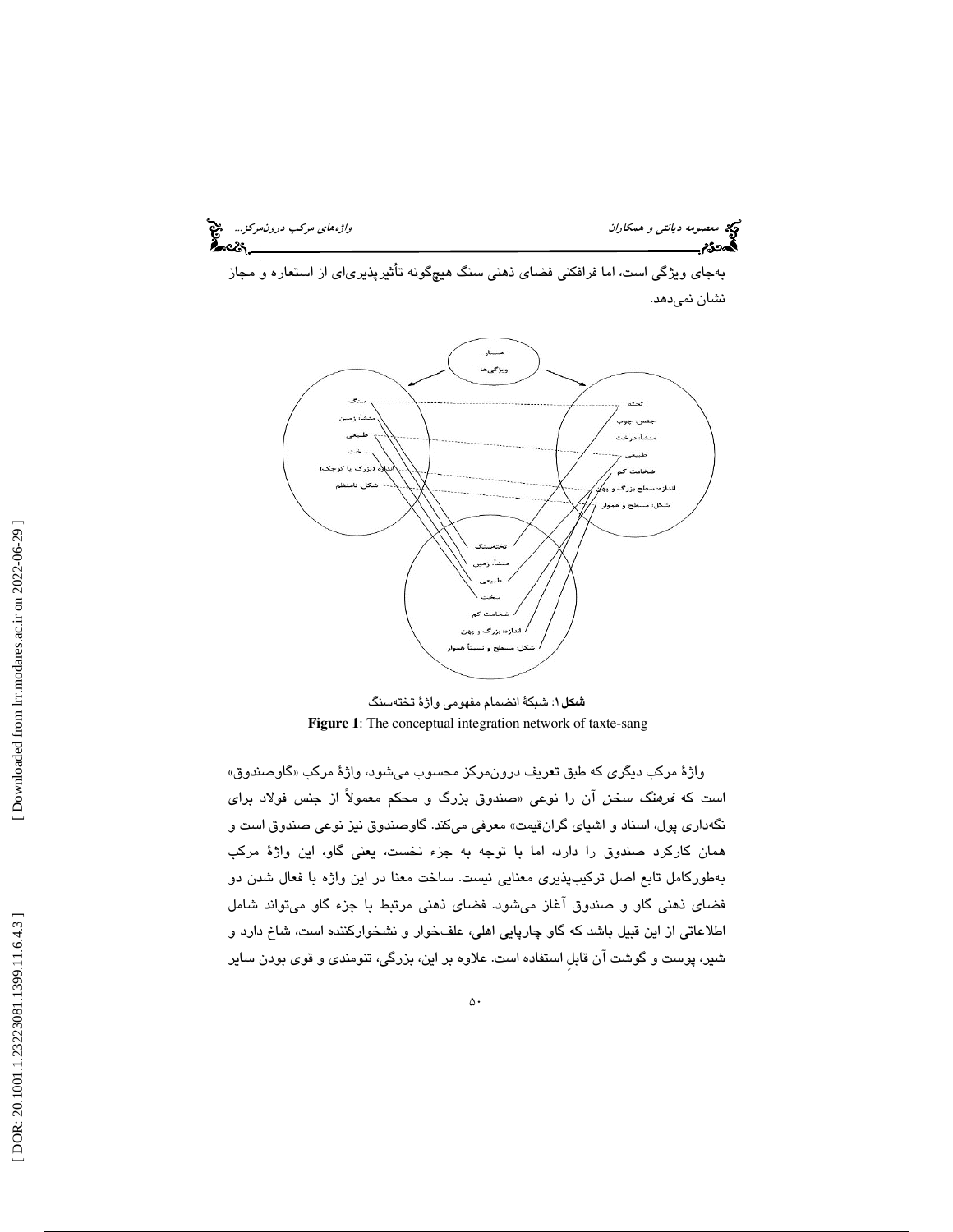به‌جای ویژگی است، اما فرافکنی فضای ذهنی سنگ هیچ‌گونه تأثیرپذیری‌ای از استعاره و مجاز نشان نمی‌دهد.

**شکل ۱**: شبکهٔ انضمام مفهومی واژهٔ تخته‌سنگ

**Figure 1**: The conceptual integration network of taxte-sang

واژهٔ مرکب دیگری که طبق تعریف درون‌مرکز محسوب می‌شود، واژهٔ مرکب «گاوصندوق» است که *فرهنگ سخن* آن را نوعی «صندوق بزرگ و محکم معمولاً از جنس فولاد برای نگه‌داری پول، اسناد و اشیای گران‌قیمت» معرفی می‌کند. گاوصندوق نیز نوعی صندوق است و همان کارکرد صندوق را دارد، اما با توجه به جزء نخست، یعنی گاو، این واژهٔ مرکب به‌طورکامل تابع اصل ترکیب‌پذیری معنایی نیست. ساخت معنا در این واژه با فعال شدن دو فضای ذهنی گاو و صندوق آغاز می‌شود. فضای ذهنی مرتبط با جزء گاو می‌تواند شامل اطلاعاتی از این قبیل باشد که گاو چارپایی اهلی، علف‌خوار و نشخوارکننده است، شاخ دارد و شیر، پوست و گوشت آن قابلِ استفاده است. علاوه بر این، بزرگی، تنومندی و قوی بودن سایر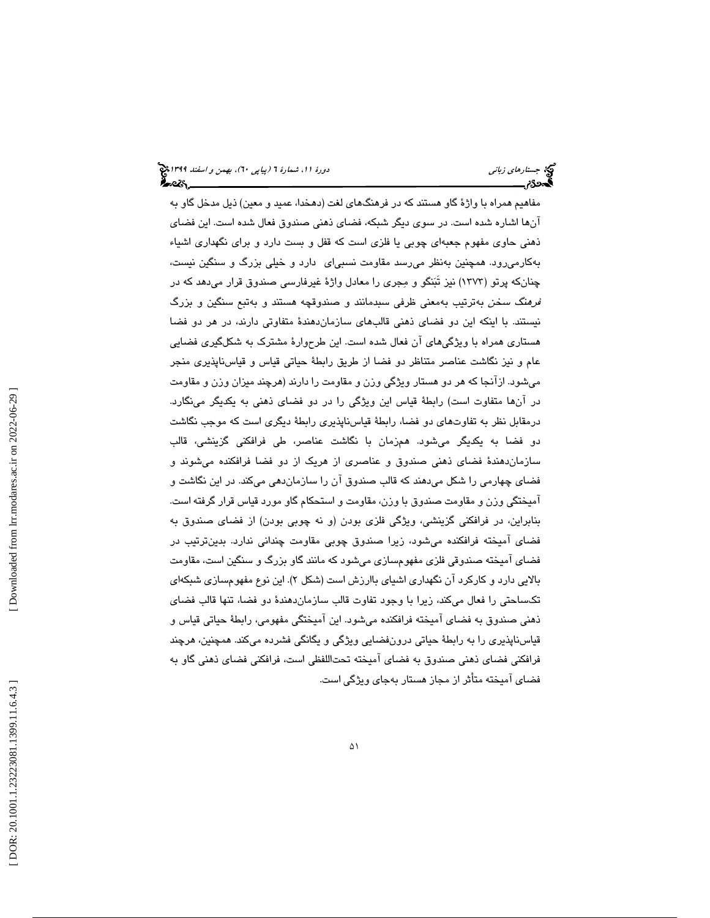مفاهیم همراه با واژهٔ گاو هستند که در فرهنگ‌های لغت (دهخدا، عمید و معین) ذیل مدخل گاو به آن‌ها اشاره شده است. در سوی دیگر شبکه، فضای ذهنی صندوق فعال شده است. این فضای ذهنی حاوی مفهوم جعبه‌ای چوبی یا فلزی است که قفل و بست دارد و برای نگهداری اشیاء به‌کارمی‌رود. همچنین به‌نظر می‌رسد مقاومت نسبی‌ای دارد و خیلی بزرگ و سنگین نیست، چنان‌که پرتو (۱۳۷۳) نیز تَبَنگو و مِجری را معادل واژهٔ غیرفارسی صندوق قرار می‌دهد که در *فرهنگ سخن* به‌ترتیب به‌معنی ظرفی سبدمانند و صندوقچه هستند و به‌تبع سنگین و بزرگ نیستند. با اینکه این دو فضای ذهنی قالب‌های سازمان‌دهندهٔ متفاوتی دارند، در هر دو فضا هستاری همراه با ویژگی‌های آن فعال شده است. این طرح‌وارهٔ مشترک به شکل‌گیری فضایی عام و نیز نگاشت عناصر متناظر دو فضا از طریق رابطهٔ حیاتی قیاس و قیاس‌ناپذیری منجر می‌شود. ازآنجا که هر دو هستار ویژگی وزن و مقاومت را دارند (هرچند میزان وزن و مقاومت در آن‌ها متفاوت است) رابطهٔ قیاس این ویژگی را در دو فضای ذهنی به یکدیگر می‌نگارد. درمقابل نظر به تفاوت‌های دو فضا، رابطهٔ قیاس‌ناپذیری رابطهٔ دیگری است که موجب نگاشت دو فضا به یکدیگر می‌شود. هم‌زمان با نگاشت عناصر، طی فرافکنی گزینشی، قالب سازمان‌دهندهٔ فضای ذهنی صندوق و عناصری از هریک از دو فضا فرافکنده می‌شوند و فضای چهارمی را شکل می‌دهند که قالب صندوق آن را سازمان‌دهی می‌کند. در این نگاشت و آمیختگی وزن و مقاومت صندوق با وزن، مقاومت و استحکام گاو مورد قیاس قرار گرفته است. بنابراین، در فرافکنی گزینشی، ویژگی فلزی بودن (و نه چوبی بودن) از فضای صندوق به فضای آمیخته فرافکنده می‌شود، زیرا صندوق چوبی مقاومت چندانی ندارد. بدین‌ترتیب در فضای آمیخته صندوقی فلزی مفهوم‌سازی می‌شود که مانند گاو بزرگ و سنگین است، مقاومت بالایی دارد و کارکرد آن نگهداری اشیای باارزش است (شکل ۲). این نوع مفهوم‌سازی شبکه‌ای تک‌ساحتی را فعال می‌کند، زیرا با وجود تفاوت قالب سازمان‌دهندهٔ دو فضا، تنها قالب فضای ذهنی صندوق به فضای آمیخته فرافکنده می‌شود. این آمیختگی مفهومی، رابطهٔ حیاتی قیاس و قیاس‌ناپذیری را به رابطهٔ حیاتی درون‌فضایی ویژگی و یگانگی فشرده می‌کند. همچنین، هرچند فرافکنی فضای ذهنی صندوق به فضای آمیخته تحت‌اللفظی است، فرافکنی فضای ذهنی گاو به فضای آمیخته متأثر از مجاز هستار به‌جای ویژگی است.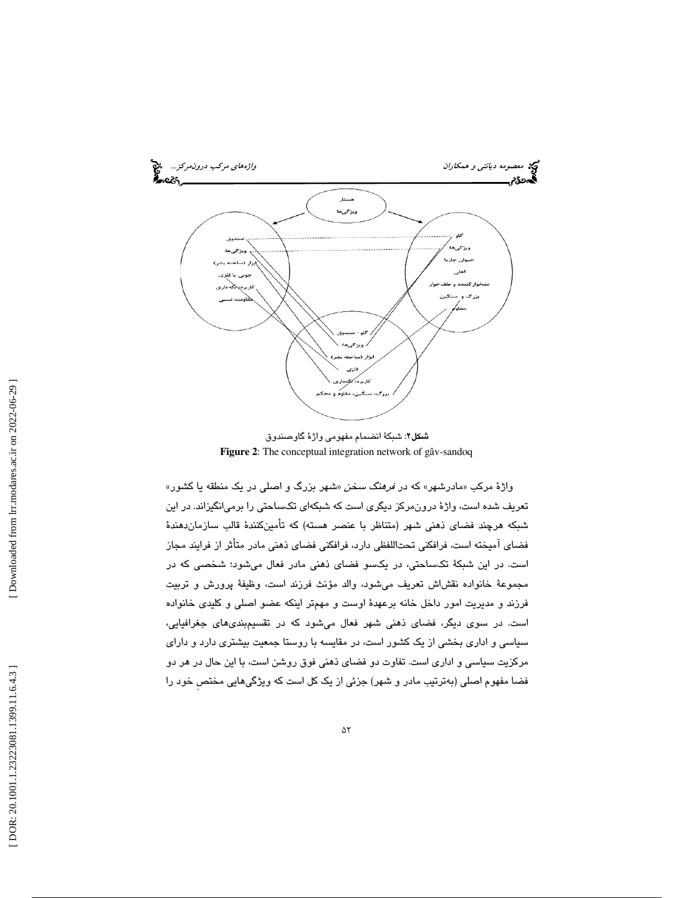هستار
ویژگی‌ها

صندوق
ویژگی‌ها:
ابزار (ساخته بشر)
چوبی یا فلزی
کاربرد: نگه‌داری
مقاومت نسبی

گاو
ویژگی‌ها:
حیوان جاری
اهلی
نشخوارکننده و علف‌خوار
بزرگ و سنگین
مقاوم

گاو- صندوق
ویژگی‌ها:
ابزار (ساخته بشر)
فلزی
کاربرد: نگه‌داری
بزرگ، سنگین، مقاوم و محکم

**شکل۲**: شبکهٔ انضمام مفهومی واژهٔ گاوصندوق

**Figure 2**: The conceptual integration network of gâv-sandoq

واژهٔ مرکب «مادرشهر» که در *فرهنگ سخن* «شهر بزرگ و اصلی در یک منطقه یا کشور» تعریف شده است، واژهٔ درون‌مرکز دیگری است که شبکه‌ای تک‌ساحتی را برمی‌انگیزاند. در این شبکه هرچند فضای ذهنی شهر (متناظر با عنصر هسته) که تأمین‌کنندهٔ قالب سازمان‌دهندهٔ فضای آمیخته است، فرافکنی تحت‌اللفظی دارد، فرافکنی فضای ذهنی مادر متأثر از فرایند مجاز است. در این شبکهٔ تک‌ساحتی، در یکسو فضای ذهنی مادر فعال می‌شود؛ شخصی که در مجموعهٔ خانواده نقش‌اش تعریف می‌شود، والد مؤنث فرزند است، وظیفهٔ پرورش و تربیت فرزند و مدیریت امور داخل خانه برعهدهٔ اوست و مهم‌تر اینکه عضو اصلی و کلیدی خانواده است. در سوی دیگر، فضای ذهنی شهر فعال می‌شود که در تقسیم‌بندی‌های جغرافیایی، سیاسی و اداری بخشی از یک کشور است، در مقایسه با روستا جمعیت بیشتری دارد و دارای مرکزیت سیاسی و اداری است. تفاوت دو فضای ذهنی فوق روشن است، با این حال در هر دو فضا مفهوم اصلی (به‌ترتیب مادر و شهر) جزئی از یک کل است که ویژگی‌هایی مختصِ خود را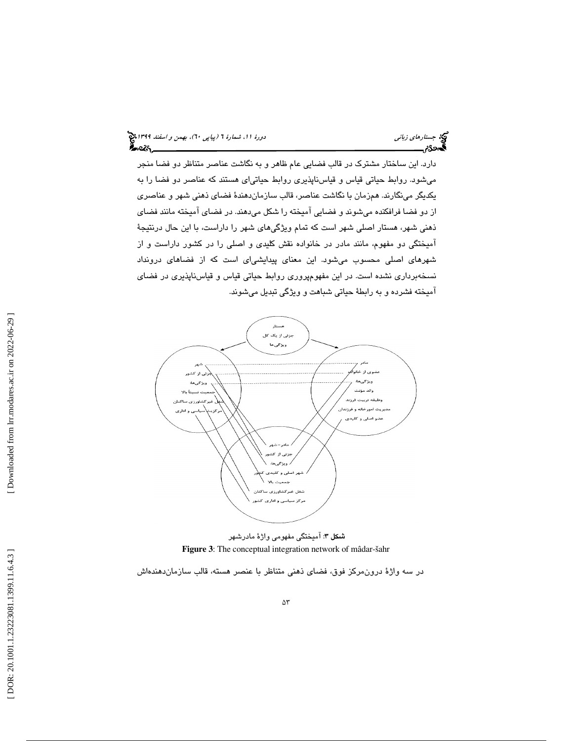دارد. این ساختار مشترک در قالب فضایی عام ظاهر و به نگاشت عناصر متناظر دو فضا منجر می‌شود. روابط حیاتی قیاس و قیاس‌ناپذیری روابط حیاتی‌ای هستند که عناصر دو فضا را به یکدیگر می‌نگارند. هم‌زمان با نگاشت عناصر، قالب سازمان‌دهندهٔ فضای ذهنی شهر و عناصری از دو فضا فرافکنده می‌شوند و فضایی آمیخته را شکل می‌دهند. در فضای آمیخته مانند فضای ذهنی شهر، هستار اصلی شهر است که تمام ویژگی‌های شهر را داراست، با این حال درنتیجهٔ آمیختگی دو مفهوم، مانند مادر در خانواده نقش کلیدی و اصلی را در کشور داراست و از شهرهای اصلی محسوب می‌شود. این معنای پیدایشی‌ای است که از فضاهای درونداد نسخه‌برداری نشده است. در این مفهوم‌پروری روابط حیاتی قیاس و قیاس‌ناپذیری در فضای آمیخته فشرده و به رابطهٔ حیاتی شباهت و ویژگی تبدیل می‌شوند.

هستار
جزئی از یک کل
ویژگی‌ها

شهر
جزئی از کشور
ویژگی‌ها
جمعیت نسبتاً بالا
شغل غیرکشاورزی ساکنان
مرکزیت سیاسی و اداری

مادر
عضوی از خانواده
ویژگی‌ها
والد مؤنث
وظیفه تربیت فرزند
مدیریت امور خانه و فرزندان
عضو اصلی و کلیدی

مادر-شهر
جزئی از کشور
ویژگی‌ها
شهر اصلی و کلیدی کشور
جمعیت بالا
شغل غیرکشاورزی ساکنان
مرکز سیاسی و اداری کشور

**شکل ۳**: آمیختگی مفهومی واژهٔ مادرشهر

**Figure 3**: The conceptual integration network of mâdar-šahr

در سه واژهٔ درون‌مرکز فوق، فضای ذهنی متناظر با عنصر هسته، قالب سازمان‌دهنده‌اش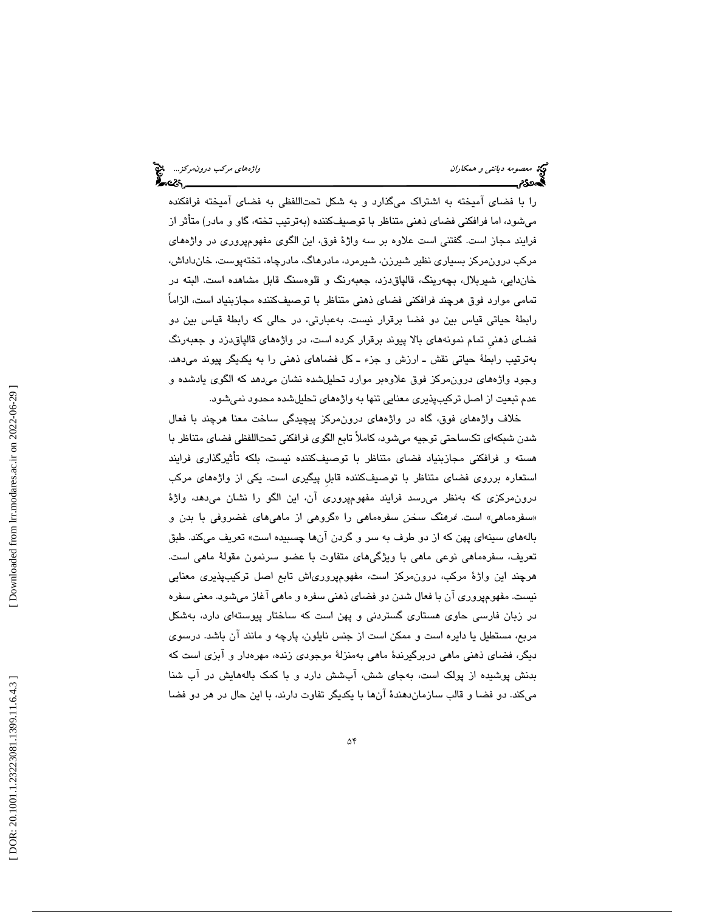را با فضای آمیخته به اشتراک می‌گذارد و به شکل تحت‌اللفظی به فضای آمیخته فرافکنده می‌شود، اما فرافکنی فضای ذهنی متناظر با توصیف‌کننده (به‌ترتیب تخته، گاو و مادر) متأثر از فرایند مجاز است. گفتنی است علاوه بر سه واژهٔ فوق، این الگوی مفهوم‌پروری در واژه‌های مرکب درون‌مرکز بسیاری نظیر شیرزن، شیرمرد، مادرهاگ، مادرچاه، تخته‌پوست، خان‌داداش، خان‌دایی، شیربلال، بچه‌رینگ، قالپاق‌دزد، جعبه‌رنگ و قلوه‌سنگ قابل مشاهده است. البته در تمامی موارد فوق هرچند فرافکنی فضای ذهنی متناظر با توصیف‌کننده مجازبنیاد است، الزاماً رابطهٔ حیاتی قیاس بین دو فضا برقرار نیست. به‌عبارتی، در حالی که رابطهٔ قیاس بین دو فضای ذهنیِ تمام نمونه‌های بالا پیوند برقرار کرده است، در واژه‌های قالپاق‌دزد و جعبه‌رنگ به‌ترتیب رابطهٔ حیاتی نقش ـ ارزش و جزء ـ کل فضاهای ذهنی را به یکدیگر پیوند می‌دهد. وجود واژه‌های درون‌مرکز فوق علاوه‌بر موارد تحلیل‌شده نشان می‌دهد که الگوی یادشده و عدم تبعیت از اصل ترکیب‌پذیری معنایی تنها به واژه‌های تحلیل‌شده محدود نمی‌شود.

خلاف واژه‌های فوق، گاه در واژه‌های درون‌مرکز پیچیدگی ساخت معنا هرچند با فعال شدن شبکه‌ای تک‌ساحتی توجیه می‌شود، کاملاً تابع الگوی فرافکنی تحت‌اللفظی فضای متناظر با هسته و فرافکنی مجازبنیاد فضای متناظر با توصیف‌کننده نیست، بلکه تأثیرگذاری فرایند استعاره برروی فضای متناظر با توصیف‌کننده قابلِ پیگیری است. یکی از واژه‌های مرکب درون‌مرکزی که به‌نظر می‌رسد فرایند مفهوم‌پروری آن، این الگو را نشان می‌دهد، واژهٔ «سفره‌ماهی» است. *فرهنگ سخن* سفره‌ماهی را «گروهی از ماهی‌های غضروفی با بدن و باله‌های سینه‌ای پهن که از دو طرف به سر و گردن آن‌ها چسبیده است» تعریف می‌کند. طبق تعریف، سفره‌ماهی نوعی ماهی با ویژگی‌های متفاوت با عضو سرنمون مقولهٔ ماهی است. هرچند این واژهٔ مرکب، درون‌مرکز است، مفهوم‌پروری‌اش تابع اصل ترکیب‌پذیری معنایی نیست. مفهوم‌پروری آن با فعال شدن دو فضای ذهنی سفره و ماهی آغاز می‌شود. معنی سفره در زبان فارسی حاوی هستاری گستردنی و پهن است که ساختار پیوسته‌ای دارد، به‌شکل مربع، مستطیل یا دایره است و ممکن است از جنس نایلون، پارچه و مانند آن باشد. درسوی دیگر، فضای ذهنی ماهی دربرگیرندهٔ ماهی به‌منزلهٔ موجودی زنده، مهره‌دار و آبزی است که بدنش پوشیده از پولک است، به‌جای شش، آب‌شش دارد و با کمک باله‌هایش در آب شنا می‌کند. دو فضا و قالب سازمان‌دهندهٔ آن‌ها با یکدیگر تفاوت دارند، با این حال در هر دو فضا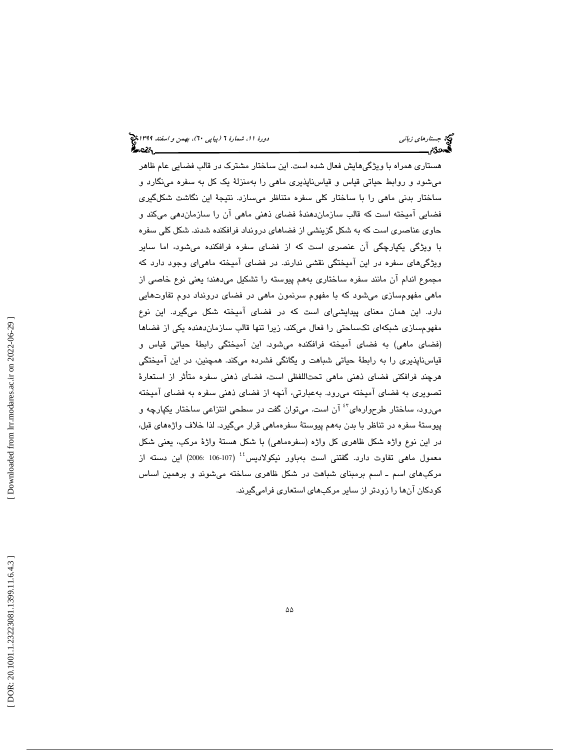هستاری همراه با ویژگی‌هایش فعال شده است. این ساختار مشترک در قالب فضایی عام ظاهر می‌شود و روابط حیاتی قیاس و قیاس‌ناپذیری ماهی را به‌منزلهٔ یک کل به سفره می‌نگارد و ساختار بدنی ماهی را با ساختار کلی سفره متناظر می‌سازد. نتیجهٔ این نگاشت شکل‌گیری فضایی آمیخته است که قالب سازمان‌دهندهٔ فضای ذهنی ماهی آن را سازمان‌دهی می‌کند و حاوی عناصری است که به شکل گزینشی از فضاهای درونداد فرافکنده شدند. شکل کلی سفره با ویژگی یکپارچگی آن عنصری است که از فضای سفره فرافکنده می‌شود، اما سایر ویژگی‌های سفره در این آمیختگی نقشی ندارند. در فضای آمیخته ماهی‌ای وجود دارد که مجموع اندام آن مانند سفره ساختاری به‌هم پیوسته را تشکیل می‌دهند؛ یعنی نوع خاصی از ماهی مفهوم‌سازی می‌شود که با مفهوم سرنمون ماهی در فضای درونداد دوم تفاوت‌هایی دارد. این همان معنای پیدایشی‌ای است که در فضای آمیخته شکل می‌گیرد. این نوع مفهوم‌سازی شبکه‌ای تک‌ساحتی را فعال می‌کند، زیرا تنها قالب سازمان‌دهنده یکی از فضاها (فضای ماهی) به فضای آمیخته فرافکنده می‌شود. این آمیختگی رابطهٔ حیاتی قیاس و قیاس‌ناپذیری را به رابطهٔ حیاتی شباهت و یگانگی فشرده می‌کند. همچنین، در این آمیختگی هرچند فرافکنی فضای ذهنی ماهی تحت‌اللفظی است، فضای ذهنی سفره متأثر از استعارهٔ تصویری به فضای آمیخته می‌رود. به‌عبارتی، آنچه از فضای ذهنی سفره به فضای آمیخته می‌رود، ساختار طرح‌واره‌ای[43] آن است. می‌توان گفت در سطحی انتزاعی ساختار یکپارچه و پیوستهٔ سفره در تناظر با بدن به‌هم پیوستهٔ سفره‌ماهی قرار می‌گیرد. لذا خلاف واژه‌های قبل، در این نوع واژه شکل ظاهری کل واژه (سفره‌ماهی) با شکل هستهٔ واژهٔ مرکب، یعنی شکل معمول ماهی تفاوت دارد. گفتنی است به‌باور نیکولادیس[44] (2006: 106-107) این دسته از مرکب‌های اسم ـ اسم برمبنای شباهت در شکل ظاهری ساخته می‌شوند و برهمین اساس کودکان آن‌ها را زودتر از سایر مرکب‌های استعاری فرامی‌گیرند.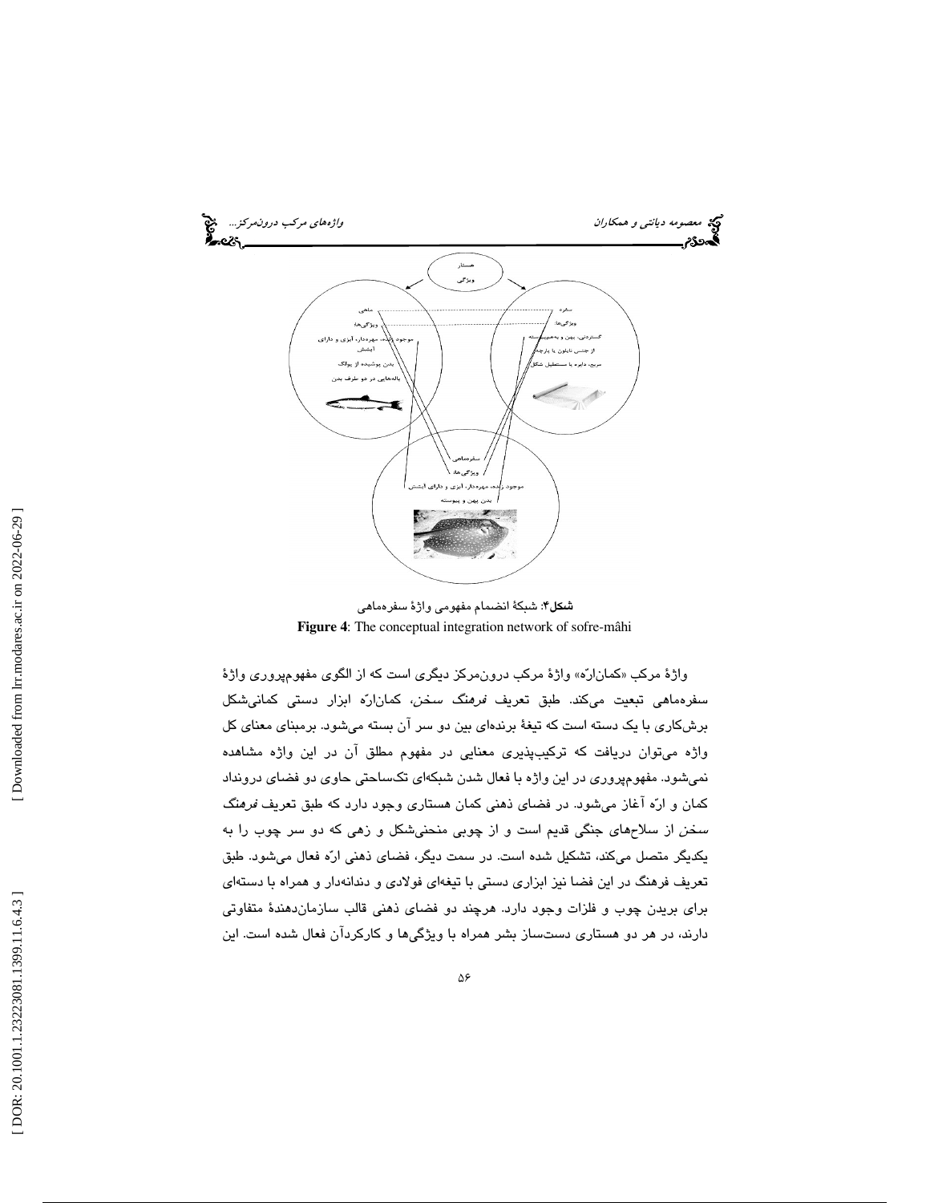شکل۴: شبکهٔ انضمام مفهومی واژهٔ سفره‌ماهی

**Figure 4**: The conceptual integration network of sofre-mâhi

واژهٔ مرکب «کمان‌ارّه» واژهٔ مرکب درون‌مرکز دیگری است که از الگوی مفهوم‌پروری واژهٔ سفره‌ماهی تبعیت می‌کند. طبق تعریف *فرهنگ سخن*، کمان‌ارّه ابزار دستی کمانی‌شکل برش‌کاری با یک دسته است که تیغهٔ برنده‌ای بین دو سر آن بسته می‌شود. برمبنای معنای کل واژه می‌توان دریافت که ترکیب‌پذیری معنایی در مفهوم مطلق آن در این واژه مشاهده نمی‌شود. مفهوم‌پروری در این واژه با فعال شدن شبکه‌ای تک‌ساحتی حاوی دو فضای درونداد کمان و ارّه آغاز می‌شود. در فضای ذهنی کمان هستاری وجود دارد که طبق تعریف *فرهنگ سخن* از سلاح‌های جنگی قدیم است و از چوبی منحنی‌شکل و زهی که دو سر چوب را به یکدیگر متصل می‌کند، تشکیل شده است. در سمت دیگر، فضای ذهنی ارّه فعال می‌شود. طبق تعریف فرهنگ در این فضا نیز ابزاری دستی با تیغه‌ای فولادی و دندانه‌دار و همراه با دسته‌ای برای بریدن چوب و فلزات وجود دارد. هرچند دو فضای ذهنی قالب سازمان‌دهندهٔ متفاوتی دارند، در هر دو هستاری دست‌ساز بشر همراه با ویژگی‌ها و کارکردآن فعال شده است. این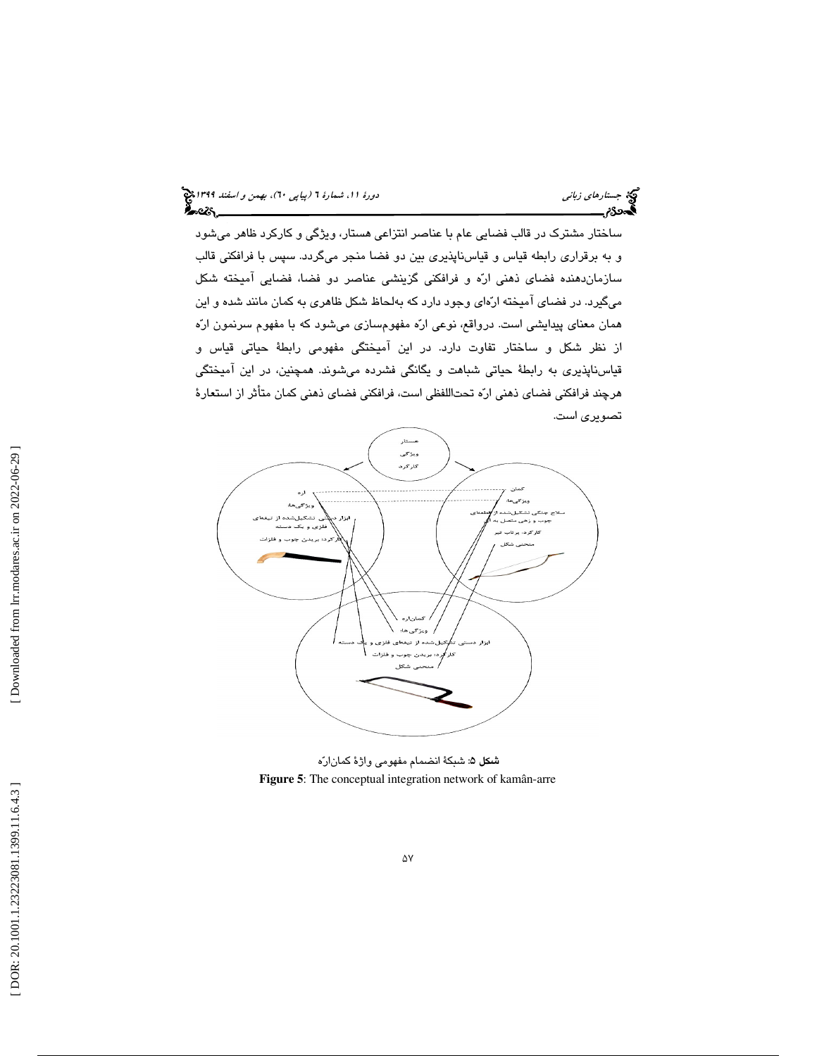ساختار مشترک در قالب فضایی عام با عناصر انتزاعی هستار، ویژگی و کارکرد ظاهر می‌شود و به برقراری رابطه قیاس و قیاس‌ناپذیری بین دو فضا منجر می‌گردد. سپس با فرافکنی قالب سازمان‌دهنده فضای ذهنی ارّه و فرافکنی گزینشی عناصر دو فضا، فضایی آمیخته شکل می‌گیرد. در فضای آمیخته ارّه‌ای وجود دارد که به‌لحاظ شکل ظاهری به کمان مانند شده و این همان معنای پیدایشی است. درواقع، نوعی ارّه مفهوم‌سازی می‌شود که با مفهوم سرنمون ارّه از نظر شکل و ساختار تفاوت دارد. در این آمیختگی مفهومی رابطهٔ حیاتی قیاس و قیاس‌ناپذیری به رابطهٔ حیاتی شباهت و یگانگی فشرده می‌شوند. همچنین، در این آمیختگی هرچند فرافکنی فضای ذهنی ارّه تحت‌اللفظی است، فرافکنی فضای ذهنی کمان متأثر از استعارهٔ تصویری است.

**شکل ۵**: شبکهٔ انضمام مفهومی واژهٔ کمان‌ارّه

**Figure 5**: The conceptual integration network of kamân-arre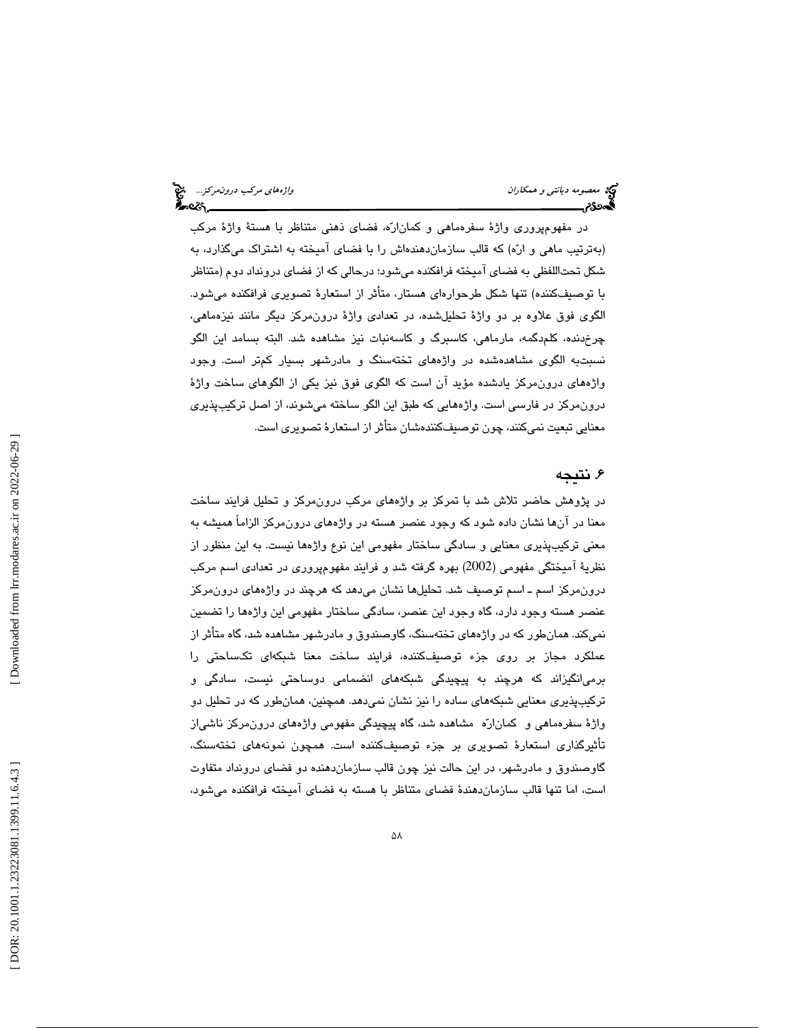در مفهوم‌پروری واژهٔ سفره‌ماهی و کمان‌ارّه، فضای ذهنی متناظر با هستهٔ واژهٔ مرکب (به‌ترتیب ماهی و ارّه) که قالب سازمان‌دهنده‌اش را با فضای آمیخته به اشتراک می‌گذارد، به شکل تحت‌اللفظی به فضای آمیخته فرافکنده می‌شود؛ درحالی که از فضای درونداد دوم (متناظر با توصیف‌کننده) تنها شکل طرحواره‌ای هستار، متأثر از استعارهٔ تصویری فرافکنده می‌شود. الگوی فوق علاوه بر دو واژهٔ تحلیل‌شده، در تعدادی واژهٔ درون‌مرکز دیگر مانند نیزه‌ماهی، چرخ‌دنده، کلم‌دگمه، مارماهی، کاسبرگ و کاسه‌نبات نیز مشاهده شد. البته بسامد این الگو نسبت‌به الگوی مشاهده‌شده در واژه‌های تخته‌سنگ و مادرشهر بسیار کم‌تر است. وجود واژه‌های درون‌مرکز یادشده مؤید آن است که الگوی فوق نیز یکی از الگوهای ساخت واژهٔ درون‌مرکز در فارسی است. واژه‌هایی که طبق این الگو ساخته می‌شوند، از اصل ترکیب‌پذیری معنایی تبعیت نمی‌کنند، چون توصیف‌کننده‌شان متأثر از استعارهٔ تصویری است.

## ۶. نتیجه

در پژوهش حاضر تلاش شد با تمرکز بر واژه‌های مرکب درون‌مرکز و تحلیل فرایند ساخت معنا در آن‌ها نشان داده شود که وجود عنصر هسته در واژه‌های درون‌مرکز الزاماً همیشه به معنی ترکیب‌پذیری معنایی و سادگی ساختار مفهومی این نوع واژه‌ها نیست. به این منظور از نظریهٔ آمیختگی مفهومی (2002) بهره گرفته شد و فرایند مفهوم‌پروری در تعدادی اسم مرکب درون‌مرکز اسم ـ اسم توصیف شد. تحلیل‌ها نشان می‌دهد که هرچند در واژه‌های درون‌مرکز عنصر هسته وجود دارد، گاه وجود این عنصر، سادگی ساختار مفهومی این واژه‌ها را تضمین نمی‌کند. همان‌طور که در واژه‌های تخته‌سنگ، گاوصندوق و مادرشهر مشاهده شد، گاه متأثر از عملکرد مجاز بر روی جزء توصیف‌کننده، فرایند ساخت معنا شبکه‌ای تک‌ساحتی را برمی‌انگیزاند که هرچند به پیچیدگی شبکه‌های انضمامی دوساحتی نیست، سادگی و ترکیب‌پذیری معنایی شبکه‌های ساده را نیز نشان نمی‌دهد. همچنین، همان‌طور که در تحلیل دو واژهٔ سفره‌ماهی و کمان‌ارّه مشاهده شد، گاه پیچیدگی مفهومی واژه‌های درون‌مرکز ناشی‌از تأثیرگذاری استعارهٔ تصویری بر جزء توصیف‌کننده است. همچون نمونه‌های تخته‌سنگ، گاوصندوق و مادرشهر، در این حالت نیز چون قالب سازمان‌دهنده دو فضای درونداد متفاوت است، اما تنها قالب سازمان‌دهندهٔ فضای متناظر با هسته به فضای آمیخته فرافکنده می‌شود،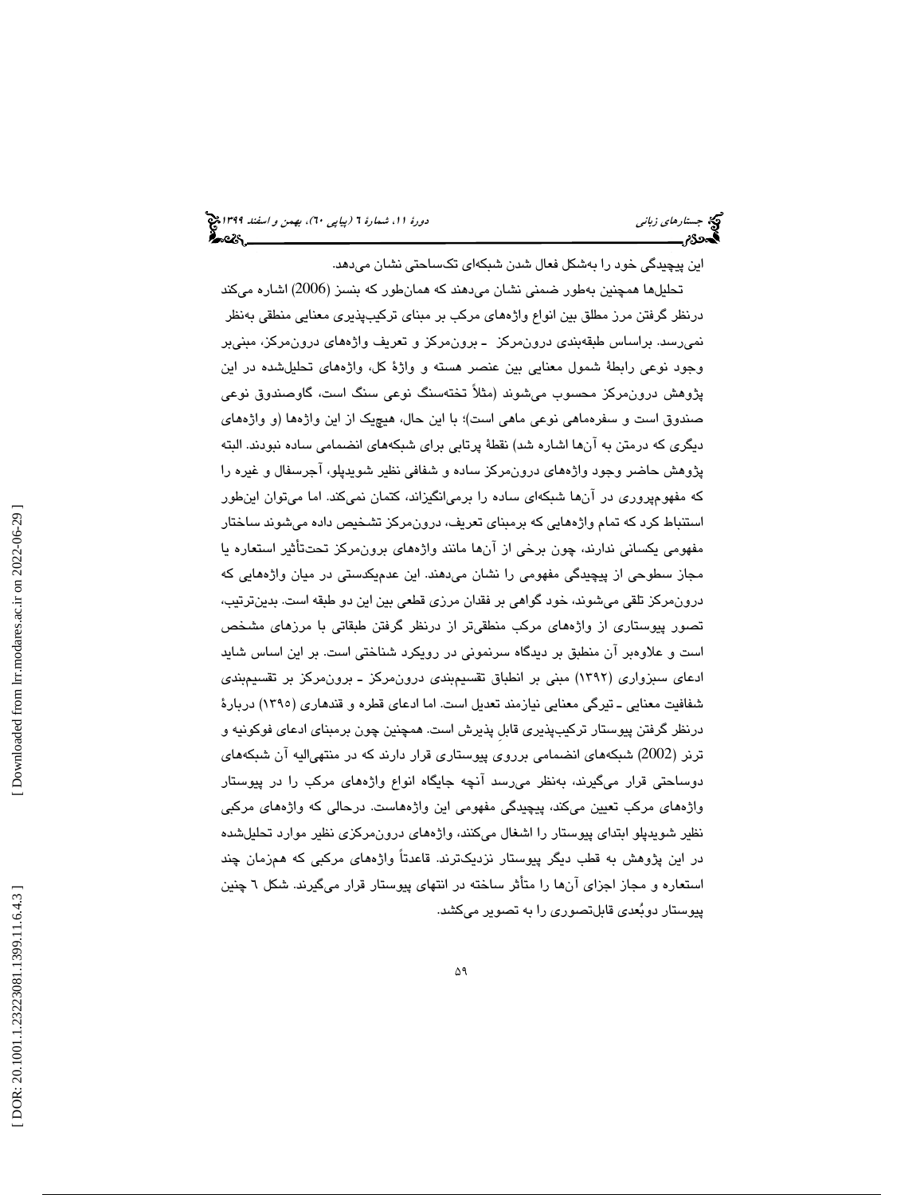این پیچیدگی خود را به‌شکل فعال شدن شبکه‌ای تک‌ساحتی نشان می‌دهد.

تحلیل‌ها همچنین به‌طور ضمنی نشان می‌دهند که همان‌طور که بنسز (2006) اشاره می‌کند درنظر گرفتن مرز مطلق بین انواع واژه‌های مرکب بر مبنای ترکیب‌پذیری معنایی منطقی به‌نظر نمی‌رسد. براساس طبقه‌بندی درون‌مرکز ـ برون‌مرکز و تعریف واژه‌های درون‌مرکز، مبنی‌بر وجود نوعی رابطهٔ شمول معنایی بین عنصر هسته و واژهٔ کل، واژه‌های تحلیل‌شده در این پژوهش درون‌مرکز محسوب می‌شوند (مثلاً تخته‌سنگ نوعی سنگ است، گاوصندوق نوعی صندوق است و سفره‌ماهی نوعی ماهی است)؛ با این حال، هیچ‌یک از این واژه‌ها (و واژه‌های دیگری که درمتن به آن‌ها اشاره شد) نقطهٔ پرتابی برای شبکه‌های انضمامی ساده نبودند. البته پژوهش حاضر وجود واژه‌های درون‌مرکز ساده و شفافی نظیر شویدپلو، آجرسفال و غیره را که مفهوم‌پروری در آن‌ها شبکه‌ای ساده را برمی‌انگیزاند، کتمان نمی‌کند. اما می‌توان این‌طور استنباط کرد که تمام واژه‌هایی که برمبنای تعریف، درون‌مرکز تشخیص داده می‌شوند ساختار مفهومی یکسانی ندارند، چون برخی از آن‌ها مانند واژه‌های برون‌مرکز تحت‌تأثیر استعاره یا مجاز سطوحی از پیچیدگی مفهومی را نشان می‌دهند. این عدم‌یکدستی در میان واژه‌هایی که درون‌مرکز تلقی می‌شوند، خود گواهی بر فقدان مرزی قطعی بین این دو طبقه است. بدین‌ترتیب، تصور پیوستاری از واژه‌های مرکب منطقی‌تر از درنظر گرفتن طبقاتی با مرزهای مشخص است و علاوه‌بر آن منطبق بر دیدگاه سرنمونی در رویکرد شناختی است. بر این اساس شاید ادعای سبزواری (۱۳۹۲) مبنی بر انطباق تقسیم‌بندی درون‌مرکز ـ برون‌مرکز بر تقسیم‌بندی شفافیت معنایی ـ تیرگی معنایی نیازمند تعدیل است. اما ادعای قطره و قندهاری (۱۳۹۵) دربارهٔ درنظر گرفتن پیوستار ترکیب‌پذیری قابلِ پذیرش است. همچنین چون برمبنای ادعای فوکونیه و ترنر (2002) شبکه‌های انضمامی برروی پیوستاری قرار دارند که در منتهی‌الیه آن شبکه‌های دوساحتی قرار می‌گیرند، به‌نظر می‌رسد آنچه جایگاه انواع واژه‌های مرکب را در پیوستار واژه‌های مرکب تعیین می‌کند، پیچیدگی مفهومی این واژه‌هاست. درحالی که واژه‌های مرکبی نظیر شویدپلو ابتدای پیوستار را اشغال می‌کنند، واژه‌های درون‌مرکزی نظیر موارد تحلیل‌شده در این پژوهش به قطب دیگر پیوستار نزدیک‌ترند. قاعدتاً واژه‌های مرکبی که هم‌زمان چند استعاره و مجاز اجزای آن‌ها را متأثر ساخته در انتهای پیوستار قرار می‌گیرند. شکل ٦ چنین پیوستار دوبُعدی قابل‌تصوری را به تصویر می‌کشد.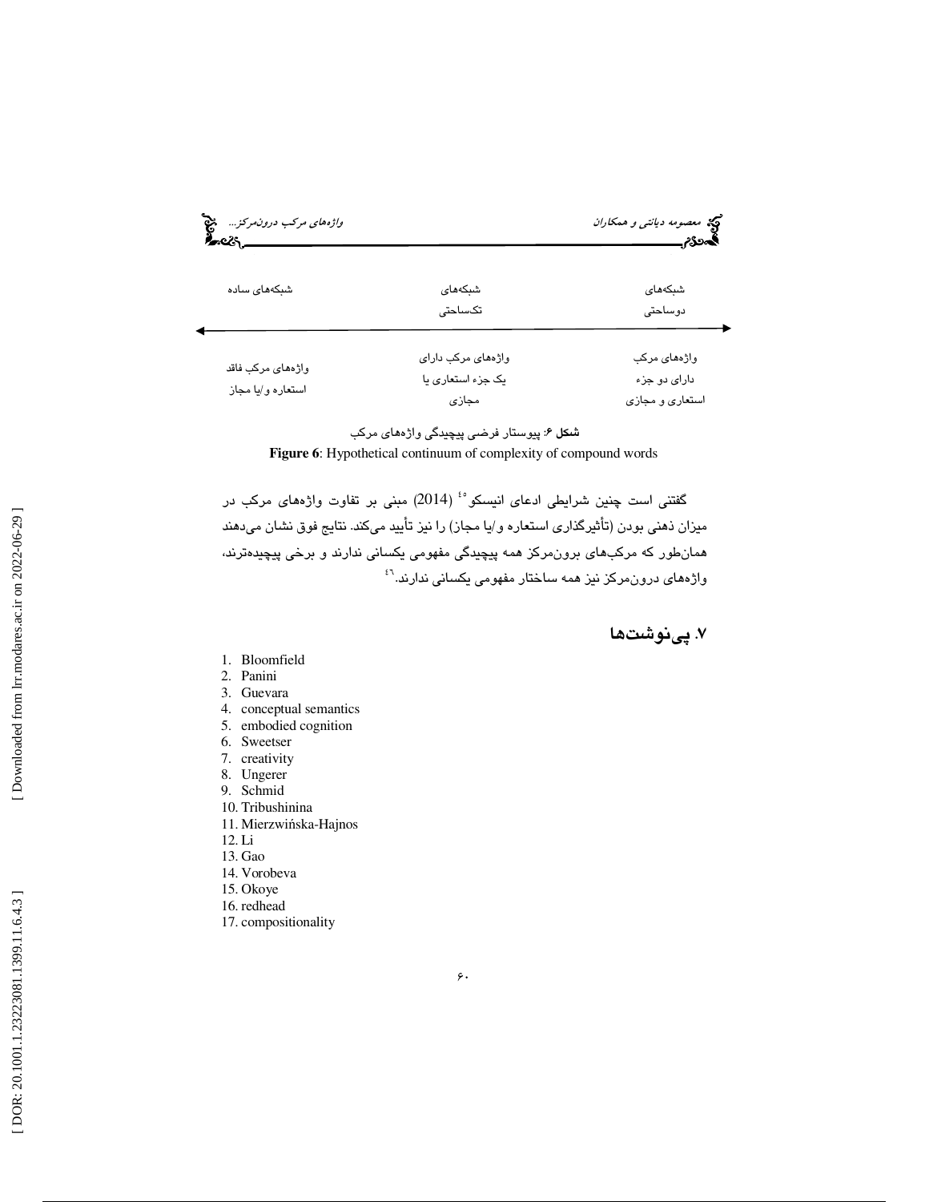| شبکه‌های دوساحتی | شبکه‌های تک‌ساحتی | شبکه‌های ساده |
| --- | --- | --- |
| واژه‌های مرکب دارای دو جزء استعاری و مجازی | واژه‌های مرکب دارای یک جزء استعاری یا مجازی | واژه‌های مرکب فاقد استعاره و/یا مجاز |

**شکل ۶**: پیوستار فرضی پیچیدگی واژه‌های مرکب

**Figure 6**: Hypothetical continuum of complexity of compound words

گفتنی است چنین شرایطی ادعای انیسکو[٤٥] (2014) مبنی بر تفاوت واژه‌های مرکب در میزان ذهنی بودن (تأثیرگذاری استعاره و/یا مجاز) را نیز تأیید می‌کند. نتایج فوق نشان می‌دهند همان‌طور که مرکب‌های برون‌مرکز همه پیچیدگی مفهومی یکسانی ندارند و برخی پیچیده‌ترند، واژه‌های درون‌مرکز نیز همه ساختار مفهومی یکسانی ندارند.[٤٦]

## ۷. پی‌نوشت‌ها

1. Bloomfield
2. Panini
3. Guevara
4. conceptual semantics
5. embodied cognition
6. Sweetser
7. creativity
8. Ungerer
9. Schmid
10. Tribushinina
11. Mierzwińska-Hajnos
12. Li
13. Gao
14. Vorobeva
15. Okoye
16. redhead
17. compositionality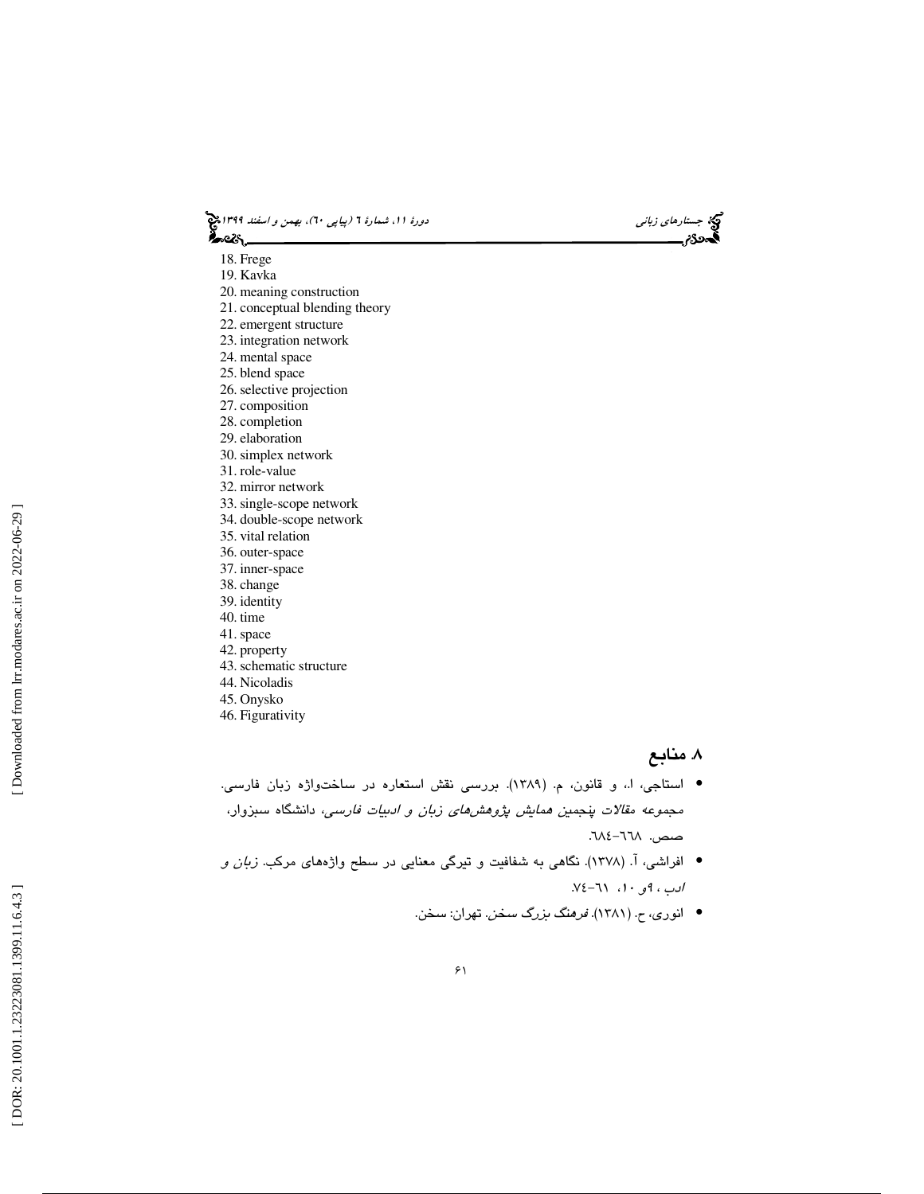18. Frege
19. Kavka
20. meaning construction
21. conceptual blending theory
22. emergent structure
23. integration network
24. mental space
25. blend space
26. selective projection
27. composition
28. completion
29. elaboration
30. simplex network
31. role-value
32. mirror network
33. single-scope network
34. double-scope network
35. vital relation
36. outer-space
37. inner-space
38. change
39. identity
40. time
41. space
42. property
43. schematic structure
44. Nicoladis
45. Onysko
46. Figurativity

## ۸. منابع

- استاجی، ا.، و قانون، م. (۱۳۸۹). بررسی نقش استعاره در ساخت‌واژه زبان فارسی. مجموعه *مقالات پنجمین همایش پژوهش‌های زبان و ادبیات فارسی*، دانشگاه سبزوار، صص. ٦٦٨-٦٨٤.
- افراشی، آ. (۱۳۷۸). نگاهی به شفافیت و تیرگی معنایی در سطح واژه‌های مرکب. *زبان و ادب*، ۹و ۱۰، ٦١-٧٤.
- انوری، ح. (۱۳۸۱). *فرهنگ بزرگ سخن*. تهران: سخن.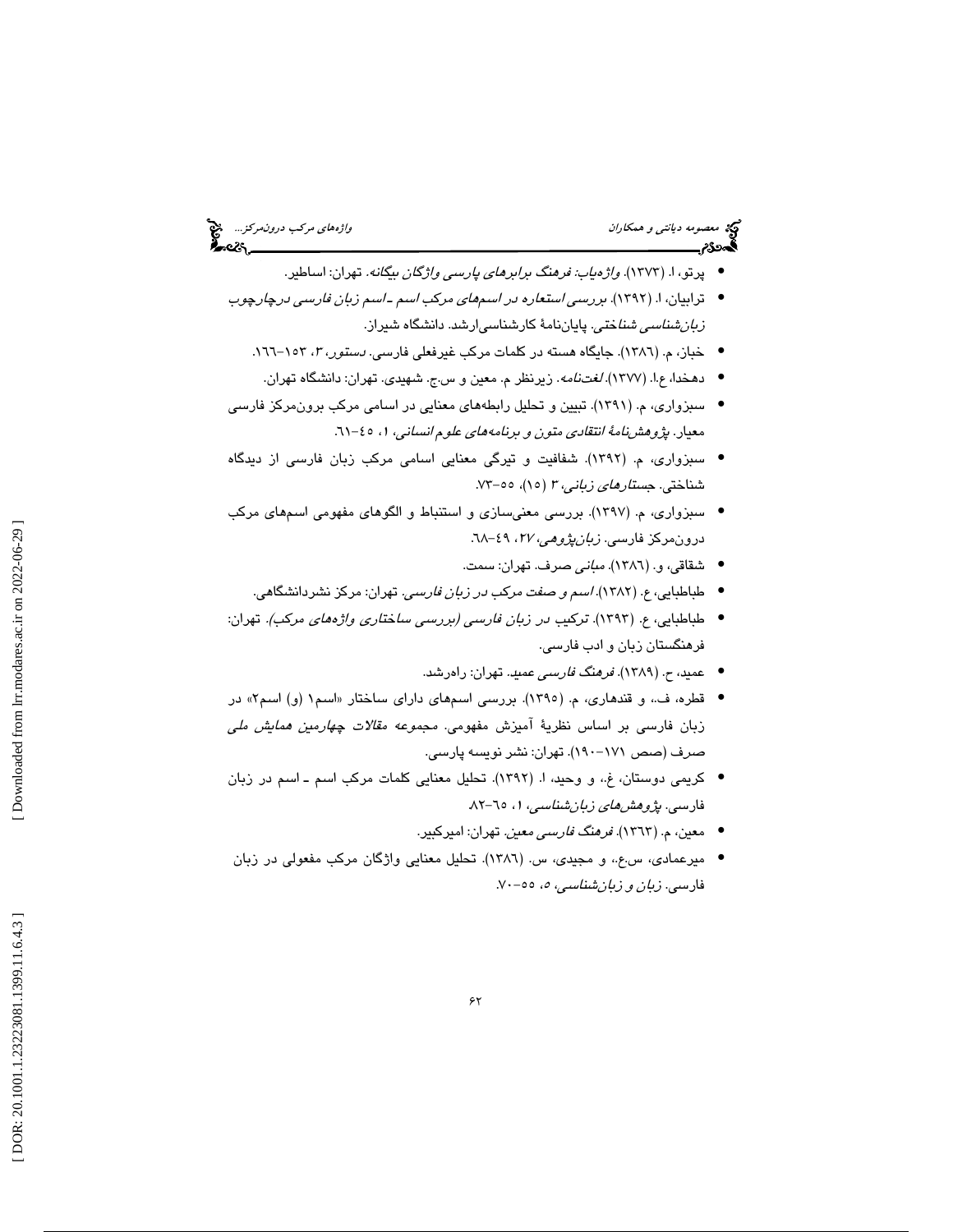- پرتو، ا. (۱۳۷۳). *واژه‌یاب: فرهنگ برابرهای پارسی واژگان بیگانه*. تهران: اساطیر.
- ترابیان، ا. (۱۳۹۲). *بررسی استعاره در اسم‌های مرکب اسم ـ اسم زبان فارسی درچارچوب زبان‌شناسی شناختی*. پایان‌نامهٔ کارشناسی‌ارشد. دانشگاه شیراز.
- خباز، م. (۱۳۸٦). جایگاه هسته در کلمات مرکب غیرفعلی فارسی. *دستور*، ۳، ۱۵۳–۱٦٦.
- دهخدا، ع.ا. (۱۳۷۷). *لغت‌نامه*. زیرنظر م. معین و س.ج. شهیدی. تهران: دانشگاه تهران.
- سبزواری، م. (۱۳۹۱). تبیین و تحلیل رابطه‌های معنایی در اسامی مرکب برون‌مرکز فارسی معیار. *پژوهش‌نامهٔ انتقادی متون و برنامه‌های علوم انسانی*، ۱، ٤٥–٦۱.
- سبزواری، م. (۱۳۹۲). شفافیت و تیرگی معنایی اسامی مرکب زبان فارسی از دیدگاه شناختی. *جستارهای زبانی*، ۳ (۱٥)، ٥٥–۷۳.
- سبزواری، م. (۱۳۹۷). بررسی معنی‌سازی و استنباط و الگوهای مفهومی اسم‌های مرکب درون‌مرکز فارسی. *زبان‌پژوهی*، ۲۷، ٤۹–٦۸.
- شقاقی، و. (۱۳۸٦). *مبانی صرف*. تهران: سمت.
- طباطبایی، ع. (۱۳۸۲). *اسم و صفت مرکب در زبان فارسی*. تهران: مرکز نشردانشگاهی.
- طباطبایی، ع. (۱۳۹۳). *ترکیب در زبان فارسی (بررسی ساختاری واژه‌های مرکب)*. تهران: فرهنگستان زبان و ادب فارسی.
- عمید، ح. (۱۳۸۹). *فرهنگ فارسی عمید*. تهران: راه‌رشد.
- قطره، ف.، و قندهاری، م. (۱۳۹٥). بررسی اسم‌های دارای ساختار «اسم۱ (و) اسم۲» در زبان فارسی بر اساس نظریهٔ آمیزش مفهومی. *مجموعه مقالات چهارمین همایش ملی صرف* (صص ۱۷۱–۱۹۰). تهران: نشر نویسه پارسی.
- کریمی دوستان، غ.، و وحید، ا. (۱۳۹۲). تحلیل معنایی کلمات مرکب اسم ـ اسم در زبان فارسی. *پژوهش‌های زبان‌شناسی*، ۱، ٦٥–۸۲.
- معین، م. (۱۳٦۳). *فرهنگ فارسی معین*. تهران: امیرکبیر.
- میرعمادی، س.ع.، و مجیدی، س. (۱۳۸٦). تحلیل معنایی واژگان مرکب مفعولی در زبان فارسی. *زبان و زبان‌شناسی*، ٥، ٥٥–۷۰.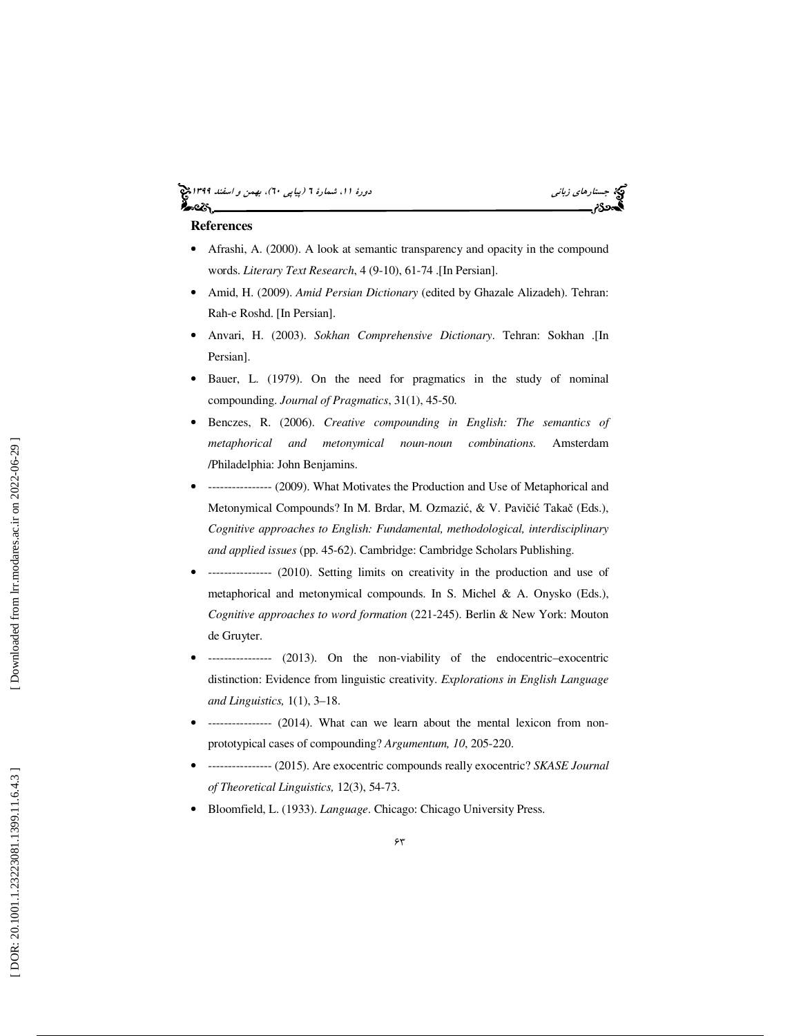**References**

- Afrashi, A. (2000). A look at semantic transparency and opacity in the compound words. *Literary Text Research*, 4 (9-10), 61-74 .[In Persian].
- Amid, H. (2009). *Amid Persian Dictionary* (edited by Ghazale Alizadeh). Tehran: Rah-e Roshd. [In Persian].
- Anvari, H. (2003). *Sokhan Comprehensive Dictionary*. Tehran: Sokhan .[In Persian].
- Bauer, L. (1979). On the need for pragmatics in the study of nominal compounding. *Journal of Pragmatics*, 31(1), 45-50.
- Benczes, R. (2006). *Creative compounding in English: The semantics of metaphorical and metonymical noun-noun combinations.* Amsterdam /Philadelphia: John Benjamins.
- ---------------- (2009). What Motivates the Production and Use of Metaphorical and Metonymical Compounds? In M. Brdar, M. Ozmazić, & V. Pavičić Takač (Eds.), *Cognitive approaches to English: Fundamental, methodological, interdisciplinary and applied issues* (pp. 45-62). Cambridge: Cambridge Scholars Publishing.
- ---------------- (2010). Setting limits on creativity in the production and use of metaphorical and metonymical compounds. In S. Michel & A. Onysko (Eds.), *Cognitive approaches to word formation* (221-245). Berlin & New York: Mouton de Gruyter.
- ---------------- (2013). On the non-viability of the endocentric–exocentric distinction: Evidence from linguistic creativity. *Explorations in English Language and Linguistics,* 1(1), 3–18.
- ---------------- (2014). What can we learn about the mental lexicon from non-prototypical cases of compounding? *Argumentum, 10*, 205-220.
- ---------------- (2015). Are exocentric compounds really exocentric? *SKASE Journal of Theoretical Linguistics,* 12(3), 54-73.
- Bloomfield, L. (1933). *Language*. Chicago: Chicago University Press.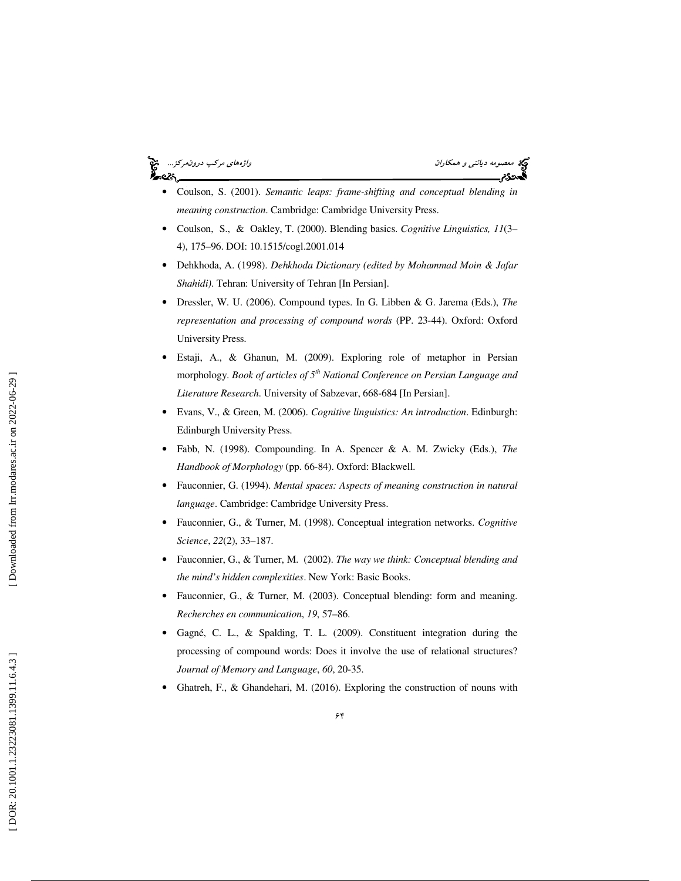- Coulson, S. (2001). *Semantic leaps: frame-shifting and conceptual blending in meaning construction*. Cambridge: Cambridge University Press.
- Coulson, S., & Oakley, T. (2000). Blending basics. *Cognitive Linguistics, 11*(3–4), 175–96. DOI: 10.1515/cogl.2001.014
- Dehkhoda, A. (1998). *Dehkhoda Dictionary (edited by Mohammad Moin & Jafar Shahidi)*. Tehran: University of Tehran [In Persian].
- Dressler, W. U. (2006). Compound types. In G. Libben & G. Jarema (Eds.), *The representation and processing of compound words* (PP. 23-44). Oxford: Oxford University Press.
- Estaji, A., & Ghanun, M. (2009). Exploring role of metaphor in Persian morphology. *Book of articles of 5th National Conference on Persian Language and Literature Research*. University of Sabzevar, 668-684 [In Persian].
- Evans, V., & Green, M. (2006). *Cognitive linguistics: An introduction*. Edinburgh: Edinburgh University Press.
- Fabb, N. (1998). Compounding. In A. Spencer & A. M. Zwicky (Eds.), *The Handbook of Morphology* (pp. 66-84). Oxford: Blackwell.
- Fauconnier, G. (1994). *Mental spaces: Aspects of meaning construction in natural language*. Cambridge: Cambridge University Press.
- Fauconnier, G., & Turner, M. (1998). Conceptual integration networks. *Cognitive Science*, *22*(2), 33–187.
- Fauconnier, G., & Turner, M. (2002). *The way we think: Conceptual blending and the mind's hidden complexities*. New York: Basic Books.
- Fauconnier, G., & Turner, M. (2003). Conceptual blending: form and meaning. *Recherches en communication*, *19*, 57–86.
- Gagné, C. L., & Spalding, T. L. (2009). Constituent integration during the processing of compound words: Does it involve the use of relational structures? *Journal of Memory and Language*, *60*, 20-35.
- Ghatreh, F., & Ghandehari, M. (2016). Exploring the construction of nouns with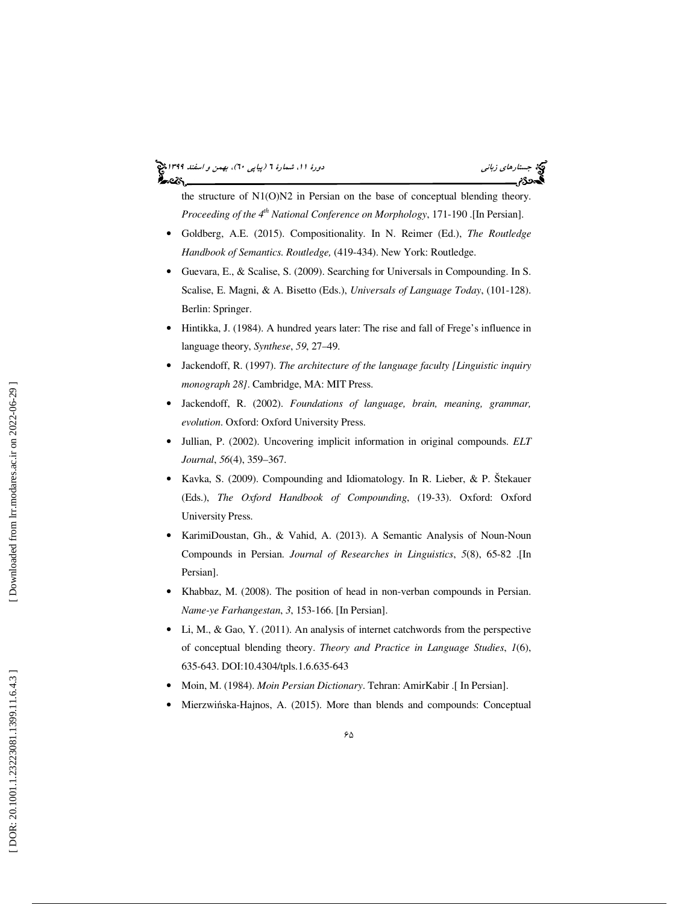the structure of N1(O)N2 in Persian on the base of conceptual blending theory. *Proceeding of the 4th National Conference on Morphology*, 171-190 .[In Persian].

- Goldberg, A.E. (2015). Compositionality. In N. Reimer (Ed.), *The Routledge Handbook of Semantics. Routledge,* (419-434). New York: Routledge.
- Guevara, E., & Scalise, S. (2009). Searching for Universals in Compounding. In S. Scalise, E. Magni, & A. Bisetto (Eds.), *Universals of Language Today*, (101-128). Berlin: Springer.
- Hintikka, J. (1984). A hundred years later: The rise and fall of Frege's influence in language theory, *Synthese*, *59*, 27–49.
- Jackendoff, R. (1997). *The architecture of the language faculty [Linguistic inquiry monograph 28]*. Cambridge, MA: MIT Press.
- Jackendoff, R. (2002). *Foundations of language, brain, meaning, grammar, evolution*. Oxford: Oxford University Press.
- Jullian, P. (2002). Uncovering implicit information in original compounds. *ELT Journal*, *56*(4), 359–367.
- Kavka, S. (2009). Compounding and Idiomatology. In R. Lieber, & P. Štekauer (Eds.), *The Oxford Handbook of Compounding*, (19-33). Oxford: Oxford University Press.
- KarimiDoustan, Gh., & Vahid, A. (2013). A Semantic Analysis of Noun-Noun Compounds in Persian. *Journal of Researches in Linguistics*, *5*(8), 65-82 .[In Persian].
- Khabbaz, M. (2008). The position of head in non-verban compounds in Persian. *Name-ye Farhangestan*, *3*, 153-166. [In Persian].
- Li, M., & Gao, Y. (2011). An analysis of internet catchwords from the perspective of conceptual blending theory. *Theory and Practice in Language Studies*, *1*(6), 635-643. DOI:10.4304/tpls.1.6.635-643
- Moin, M. (1984). *Moin Persian Dictionary*. Tehran: AmirKabir .[ In Persian].
- Mierzwińska-Hajnos, A. (2015). More than blends and compounds: Conceptual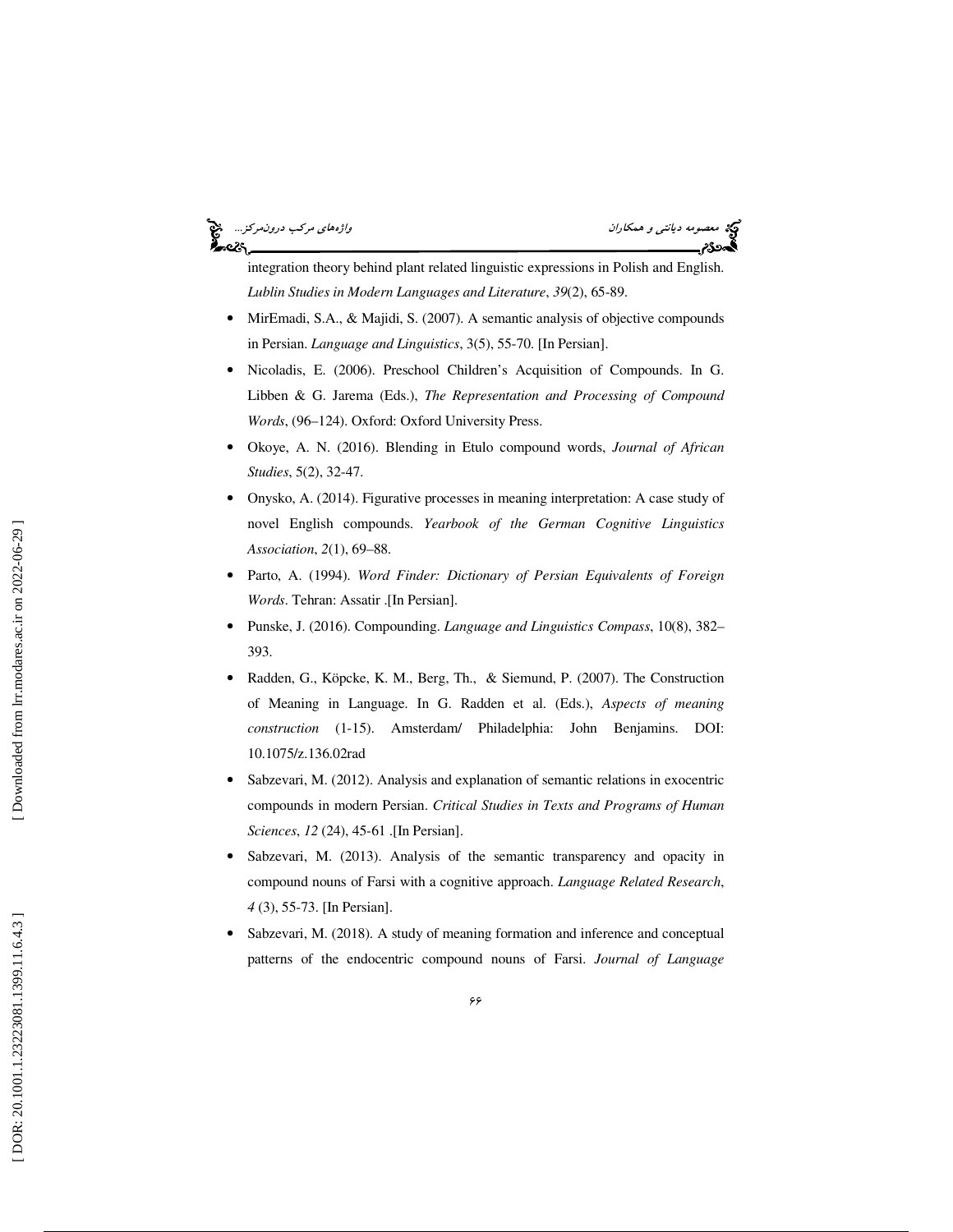integration theory behind plant related linguistic expressions in Polish and English. *Lublin Studies in Modern Languages and Literature*, *39*(2), 65-89.

- MirEmadi, S.A., & Majidi, S. (2007). A semantic analysis of objective compounds in Persian. *Language and Linguistics*, 3(5), 55-70. [In Persian].
- Nicoladis, E. (2006). Preschool Children's Acquisition of Compounds. In G. Libben & G. Jarema (Eds.), *The Representation and Processing of Compound Words*, (96–124). Oxford: Oxford University Press.
- Okoye, A. N. (2016). Blending in Etulo compound words, *Journal of African Studies*, 5(2), 32-47.
- Onysko, A. (2014). Figurative processes in meaning interpretation: A case study of novel English compounds. *Yearbook of the German Cognitive Linguistics Association*, *2*(1), 69–88.
- Parto, A. (1994). *Word Finder: Dictionary of Persian Equivalents of Foreign Words*. Tehran: Assatir .[In Persian].
- Punske, J. (2016). Compounding. *Language and Linguistics Compass*, 10(8), 382–393.
- Radden, G., Köpcke, K. M., Berg, Th., & Siemund, P. (2007). The Construction of Meaning in Language. In G. Radden et al. (Eds.), *Aspects of meaning construction* (1-15). Amsterdam/ Philadelphia: John Benjamins. DOI: 10.1075/z.136.02rad
- Sabzevari, M. (2012). Analysis and explanation of semantic relations in exocentric compounds in modern Persian. *Critical Studies in Texts and Programs of Human Sciences*, *12* (24), 45-61 .[In Persian].
- Sabzevari, M. (2013). Analysis of the semantic transparency and opacity in compound nouns of Farsi with a cognitive approach. *Language Related Research*, *4* (3), 55-73. [In Persian].
- Sabzevari, M. (2018). A study of meaning formation and inference and conceptual patterns of the endocentric compound nouns of Farsi. *Journal of Language*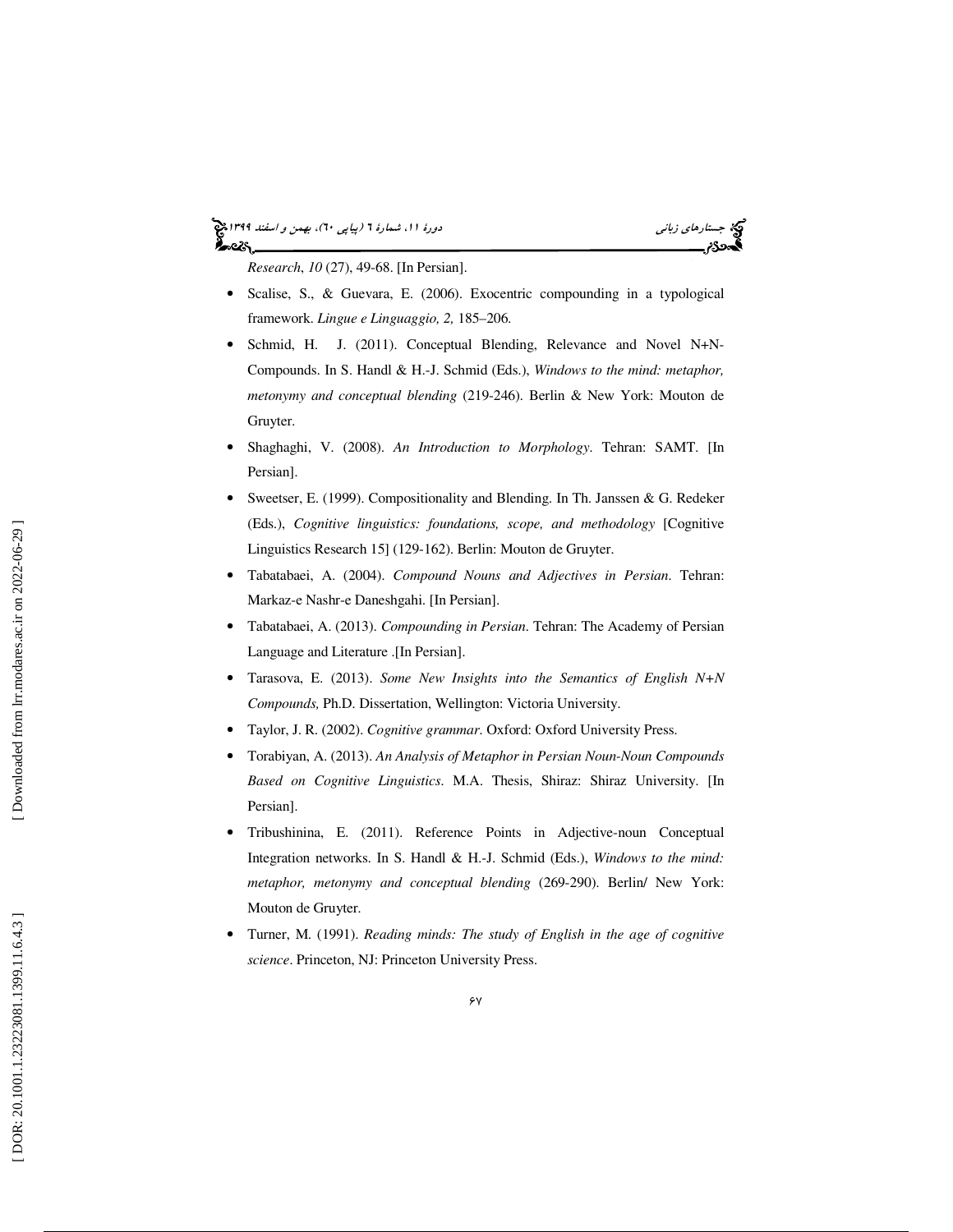*Research*, *10* (27), 49-68. [In Persian].

- Scalise, S., & Guevara, E. (2006). Exocentric compounding in a typological framework. *Lingue e Linguaggio, 2,* 185–206.
- Schmid, H. J. (2011). Conceptual Blending, Relevance and Novel N+N-Compounds. In S. Handl & H.-J. Schmid (Eds.), *Windows to the mind: metaphor, metonymy and conceptual blending* (219-246). Berlin & New York: Mouton de Gruyter.
- Shaghaghi, V. (2008). *An Introduction to Morphology*. Tehran: SAMT. [In Persian].
- Sweetser, E. (1999). Compositionality and Blending. In Th. Janssen & G. Redeker (Eds.), *Cognitive linguistics: foundations, scope, and methodology* [Cognitive Linguistics Research 15] (129-162). Berlin: Mouton de Gruyter.
- Tabatabaei, A. (2004). *Compound Nouns and Adjectives in Persian*. Tehran: Markaz-e Nashr-e Daneshgahi. [In Persian].
- Tabatabaei, A. (2013). *Compounding in Persian*. Tehran: The Academy of Persian Language and Literature .[In Persian].
- Tarasova, E. (2013). *Some New Insights into the Semantics of English N+N Compounds,* Ph.D. Dissertation, Wellington: Victoria University.
- Taylor, J. R. (2002). *Cognitive grammar*. Oxford: Oxford University Press.
- Torabiyan, A. (2013). *An Analysis of Metaphor in Persian Noun-Noun Compounds Based on Cognitive Linguistics*. M.A. Thesis, Shiraz: Shiraz University. [In Persian].
- Tribushinina, E. (2011). Reference Points in Adjective-noun Conceptual Integration networks. In S. Handl & H.-J. Schmid (Eds.), *Windows to the mind: metaphor, metonymy and conceptual blending* (269-290). Berlin/ New York: Mouton de Gruyter.
- Turner, M. (1991). *Reading minds: The study of English in the age of cognitive science*. Princeton, NJ: Princeton University Press.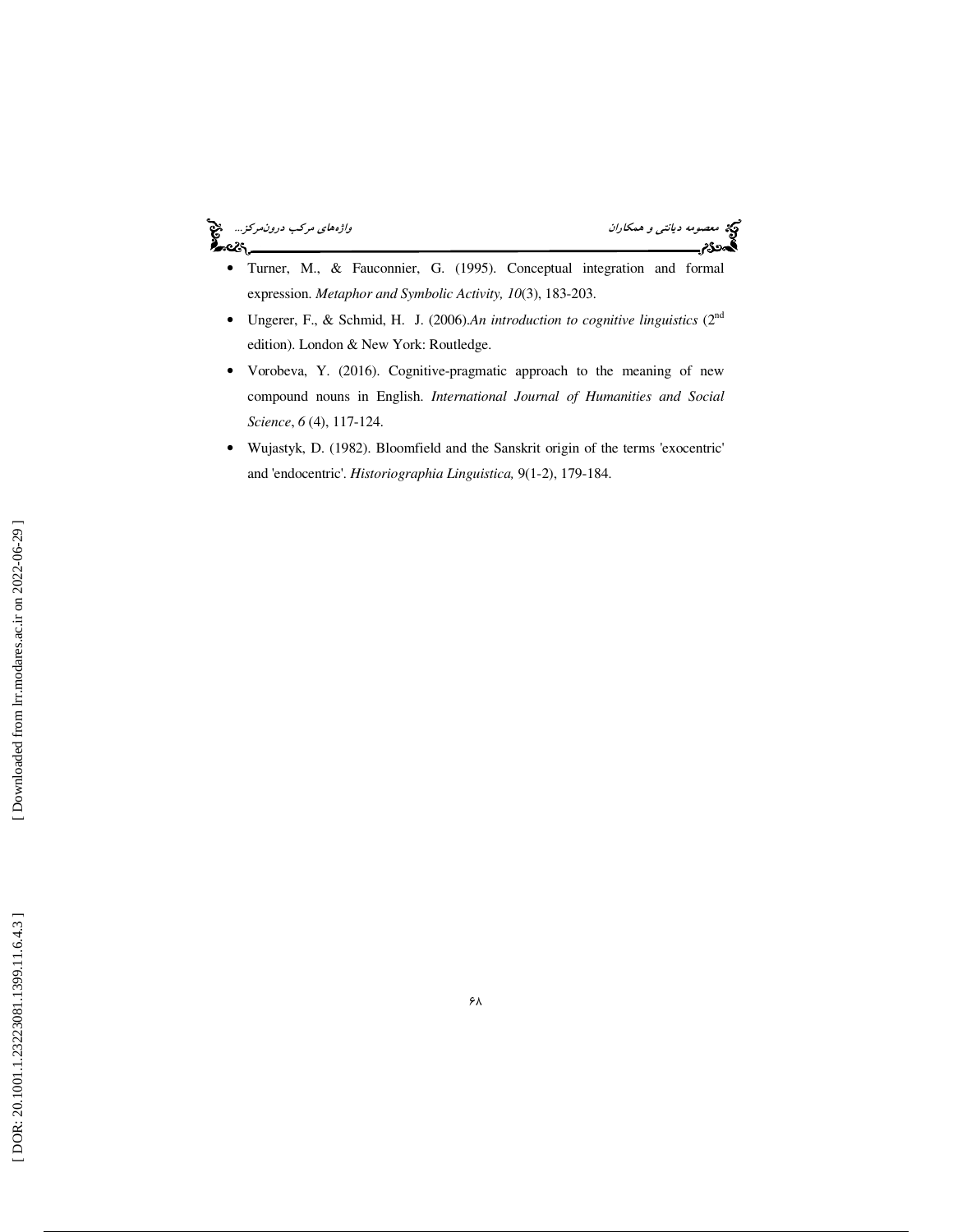- Turner, M., & Fauconnier, G. (1995). Conceptual integration and formal expression. *Metaphor and Symbolic Activity, 10*(3), 183-203.
- Ungerer, F., & Schmid, H. J. (2006).*An introduction to cognitive linguistics* (2nd edition). London & New York: Routledge.
- Vorobeva, Y. (2016). Cognitive-pragmatic approach to the meaning of new compound nouns in English. *International Journal of Humanities and Social Science*, *6* (4), 117-124.
- Wujastyk, D. (1982). Bloomfield and the Sanskrit origin of the terms 'exocentric' and 'endocentric'. *Historiographia Linguistica,* 9(1-2), 179-184.